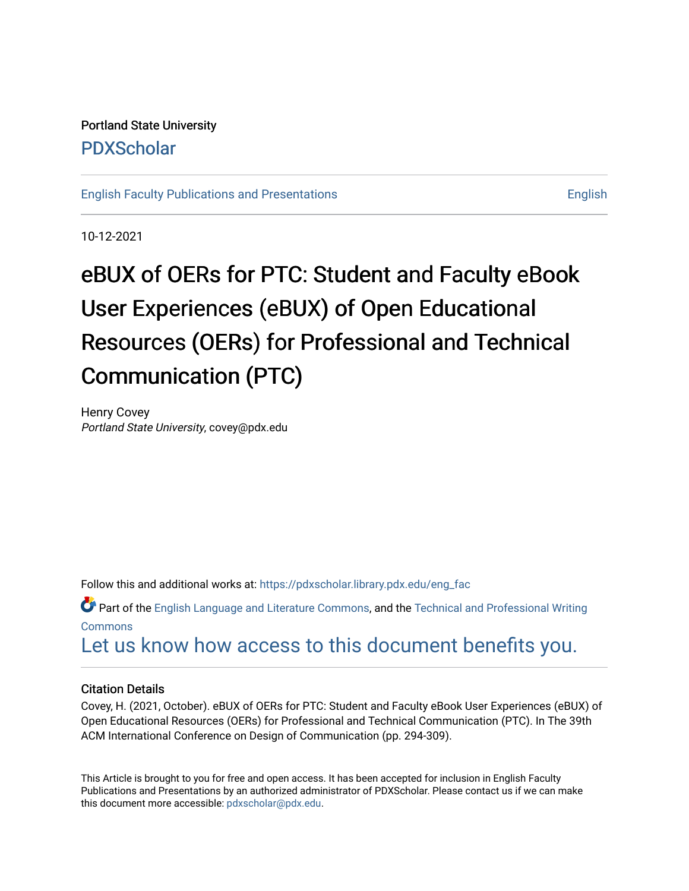Portland State University

# PDXScholar

English Faculty Publications and Presentations | English

10-12-2021

# eBUX of OERs for PTC: Student and Faculty eBook User Experiences (eBUX) of Open Educational Resources (OERs) for Professional and Technical Communication (PTC)

Henry Covey
*Portland State University*, covey@pdx.edu

Follow this and additional works at: https://pdxscholar.library.pdx.edu/eng_fac

Part of the English Language and Literature Commons, and the Technical and Professional Writing Commons

Let us know how access to this document benefits you.

### Citation Details

Covey, H. (2021, October). eBUX of OERs for PTC: Student and Faculty eBook User Experiences (eBUX) of Open Educational Resources (OERs) for Professional and Technical Communication (PTC). In The 39th ACM International Conference on Design of Communication (pp. 294-309).

This Article is brought to you for free and open access. It has been accepted for inclusion in English Faculty Publications and Presentations by an authorized administrator of PDXScholar. Please contact us if we can make this document more accessible: pdxscholar@pdx.edu.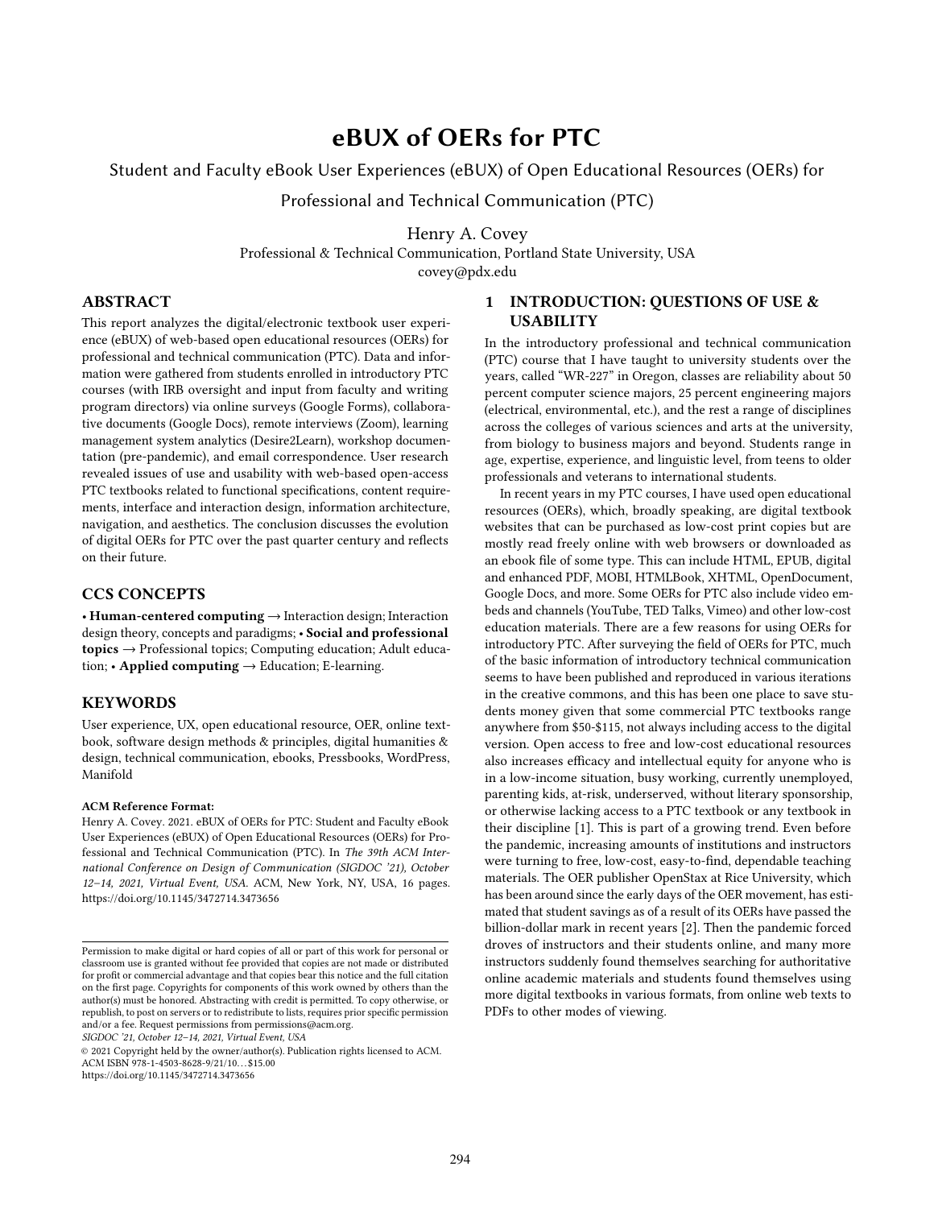# eBUX of OERs for PTC

Student and Faculty eBook User Experiences (eBUX) of Open Educational Resources (OERs) for Professional and Technical Communication (PTC)

Henry A. Covey
Professional & Technical Communication, Portland State University, USA
covey@pdx.edu

## ABSTRACT

This report analyzes the digital/electronic textbook user experience (eBUX) of web-based open educational resources (OERs) for professional and technical communication (PTC). Data and information were gathered from students enrolled in introductory PTC courses (with IRB oversight and input from faculty and writing program directors) via online surveys (Google Forms), collaborative documents (Google Docs), remote interviews (Zoom), learning management system analytics (Desire2Learn), workshop documentation (pre-pandemic), and email correspondence. User research revealed issues of use and usability with web-based open-access PTC textbooks related to functional specifications, content requirements, interface and interaction design, information architecture, navigation, and aesthetics. The conclusion discusses the evolution of digital OERs for PTC over the past quarter century and reflects on their future.

## CCS CONCEPTS

• **Human-centered computing** → Interaction design; Interaction design theory, concepts and paradigms; • **Social and professional topics** → Professional topics; Computing education; Adult education; • **Applied computing** → Education; E-learning.

## KEYWORDS

User experience, UX, open educational resource, OER, online textbook, software design methods & principles, digital humanities & design, technical communication, ebooks, Pressbooks, WordPress, Manifold

**ACM Reference Format:**
Henry A. Covey. 2021. eBUX of OERs for PTC: Student and Faculty eBook User Experiences (eBUX) of Open Educational Resources (OERs) for Professional and Technical Communication (PTC). In *The 39th ACM International Conference on Design of Communication (SIGDOC '21), October 12–14, 2021, Virtual Event, USA.* ACM, New York, NY, USA, 16 pages. https://doi.org/10.1145/3472714.3473656

Permission to make digital or hard copies of all or part of this work for personal or classroom use is granted without fee provided that copies are not made or distributed for profit or commercial advantage and that copies bear this notice and the full citation on the first page. Copyrights for components of this work owned by others than the author(s) must be honored. Abstracting with credit is permitted. To copy otherwise, or republish, to post on servers or to redistribute to lists, requires prior specific permission and/or a fee. Request permissions from permissions@acm.org.
*SIGDOC '21, October 12–14, 2021, Virtual Event, USA*
© 2021 Copyright held by the owner/author(s). Publication rights licensed to ACM.
ACM ISBN 978-1-4503-8628-9/21/10…$15.00
https://doi.org/10.1145/3472714.3473656

## 1 INTRODUCTION: QUESTIONS OF USE & USABILITY

In the introductory professional and technical communication (PTC) course that I have taught to university students over the years, called "WR-227" in Oregon, classes are reliability about 50 percent computer science majors, 25 percent engineering majors (electrical, environmental, etc.), and the rest a range of disciplines across the colleges of various sciences and arts at the university, from biology to business majors and beyond. Students range in age, expertise, experience, and linguistic level, from teens to older professionals and veterans to international students.

In recent years in my PTC courses, I have used open educational resources (OERs), which, broadly speaking, are digital textbook websites that can be purchased as low-cost print copies but are mostly read freely online with web browsers or downloaded as an ebook file of some type. This can include HTML, EPUB, digital and enhanced PDF, MOBI, HTMLBook, XHTML, OpenDocument, Google Docs, and more. Some OERs for PTC also include video embeds and channels (YouTube, TED Talks, Vimeo) and other low-cost education materials. There are a few reasons for using OERs for introductory PTC. After surveying the field of OERs for PTC, much of the basic information of introductory technical communication seems to have been published and reproduced in various iterations in the creative commons, and this has been one place to save students money given that some commercial PTC textbooks range anywhere from $50-$115, not always including access to the digital version. Open access to free and low-cost educational resources also increases efficacy and intellectual equity for anyone who is in a low-income situation, busy working, currently unemployed, parenting kids, at-risk, underserved, without literary sponsorship, or otherwise lacking access to a PTC textbook or any textbook in their discipline [1]. This is part of a growing trend. Even before the pandemic, increasing amounts of institutions and instructors were turning to free, low-cost, easy-to-find, dependable teaching materials. The OER publisher OpenStax at Rice University, which has been around since the early days of the OER movement, has estimated that student savings as of a result of its OERs have passed the billion-dollar mark in recent years [2]. Then the pandemic forced droves of instructors and their students online, and many more instructors suddenly found themselves searching for authoritative online academic materials and students found themselves using more digital textbooks in various formats, from online web texts to PDFs to other modes of viewing.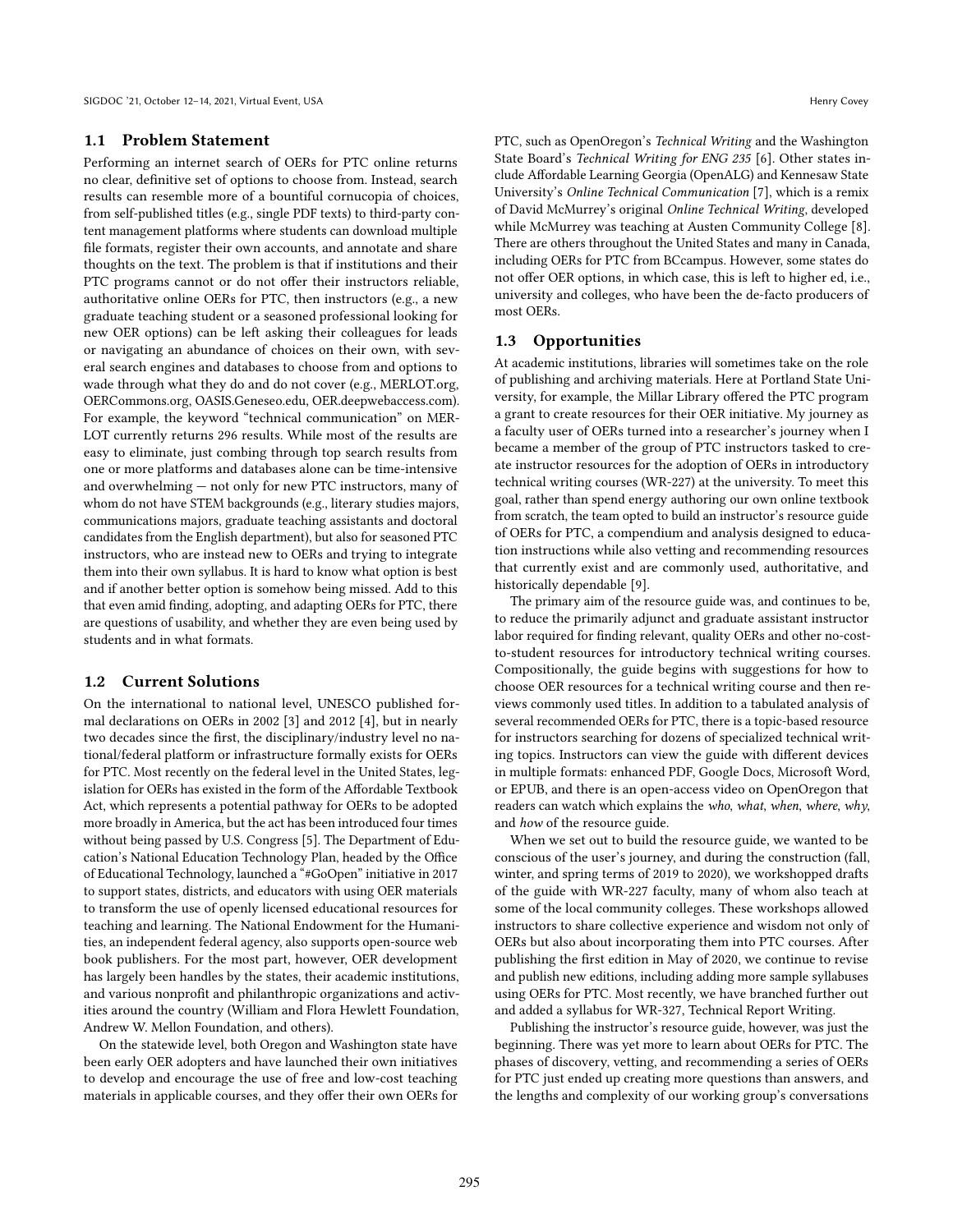## 1.1 Problem Statement

Performing an internet search of OERs for PTC online returns no clear, definitive set of options to choose from. Instead, search results can resemble more of a bountiful cornucopia of choices, from self-published titles (e.g., single PDF texts) to third-party content management platforms where students can download multiple file formats, register their own accounts, and annotate and share thoughts on the text. The problem is that if institutions and their PTC programs cannot or do not offer their instructors reliable, authoritative online OERs for PTC, then instructors (e.g., a new graduate teaching student or a seasoned professional looking for new OER options) can be left asking their colleagues for leads or navigating an abundance of choices on their own, with several search engines and databases to choose from and options to wade through what they do and do not cover (e.g., MERLOT.org, OERCommons.org, OASIS.Geneseo.edu, OER.deepwebaccess.com). For example, the keyword "technical communication" on MERLOT currently returns 296 results. While most of the results are easy to eliminate, just combing through top search results from one or more platforms and databases alone can be time-intensive and overwhelming — not only for new PTC instructors, many of whom do not have STEM backgrounds (e.g., literary studies majors, communications majors, graduate teaching assistants and doctoral candidates from the English department), but also for seasoned PTC instructors, who are instead new to OERs and trying to integrate them into their own syllabus. It is hard to know what option is best and if another better option is somehow being missed. Add to this that even amid finding, adopting, and adapting OERs for PTC, there are questions of usability, and whether they are even being used by students and in what formats.

## 1.2 Current Solutions

On the international to national level, UNESCO published formal declarations on OERs in 2002 [3] and 2012 [4], but in nearly two decades since the first, the disciplinary/industry level no national/federal platform or infrastructure formally exists for OERs for PTC. Most recently on the federal level in the United States, legislation for OERs has existed in the form of the Affordable Textbook Act, which represents a potential pathway for OERs to be adopted more broadly in America, but the act has been introduced four times without being passed by U.S. Congress [5]. The Department of Education's National Education Technology Plan, headed by the Office of Educational Technology, launched a "#GoOpen" initiative in 2017 to support states, districts, and educators with using OER materials to transform the use of openly licensed educational resources for teaching and learning. The National Endowment for the Humanities, an independent federal agency, also supports open-source web book publishers. For the most part, however, OER development has largely been handles by the states, their academic institutions, and various nonprofit and philanthropic organizations and activities around the country (William and Flora Hewlett Foundation, Andrew W. Mellon Foundation, and others).

On the statewide level, both Oregon and Washington state have been early OER adopters and have launched their own initiatives to develop and encourage the use of free and low-cost teaching materials in applicable courses, and they offer their own OERs for PTC, such as OpenOregon's *Technical Writing* and the Washington State Board's *Technical Writing for ENG 235* [6]. Other states include Affordable Learning Georgia (OpenALG) and Kennesaw State University's *Online Technical Communication* [7], which is a remix of David McMurrey's original *Online Technical Writing*, developed while McMurrey was teaching at Austen Community College [8]. There are others throughout the United States and many in Canada, including OERs for PTC from BCcampus. However, some states do not offer OER options, in which case, this is left to higher ed, i.e., university and colleges, who have been the de-facto producers of most OERs.

## 1.3 Opportunities

At academic institutions, libraries will sometimes take on the role of publishing and archiving materials. Here at Portland State University, for example, the Millar Library offered the PTC program a grant to create resources for their OER initiative. My journey as a faculty user of OERs turned into a researcher's journey when I became a member of the group of PTC instructors tasked to create instructor resources for the adoption of OERs in introductory technical writing courses (WR-227) at the university. To meet this goal, rather than spend energy authoring our own online textbook from scratch, the team opted to build an instructor's resource guide of OERs for PTC, a compendium and analysis designed to education instructions while also vetting and recommending resources that currently exist and are commonly used, authoritative, and historically dependable [9].

The primary aim of the resource guide was, and continues to be, to reduce the primarily adjunct and graduate assistant instructor labor required for finding relevant, quality OERs and other no-cost-to-student resources for introductory technical writing courses. Compositionally, the guide begins with suggestions for how to choose OER resources for a technical writing course and then reviews commonly used titles. In addition to a tabulated analysis of several recommended OERs for PTC, there is a topic-based resource for instructors searching for dozens of specialized technical writing topics. Instructors can view the guide with different devices in multiple formats: enhanced PDF, Google Docs, Microsoft Word, or EPUB, and there is an open-access video on OpenOregon that readers can watch which explains the *who*, *what*, *when*, *where*, *why*, and *how* of the resource guide.

When we set out to build the resource guide, we wanted to be conscious of the user's journey, and during the construction (fall, winter, and spring terms of 2019 to 2020), we workshopped drafts of the guide with WR-227 faculty, many of whom also teach at some of the local community colleges. These workshops allowed instructors to share collective experience and wisdom not only of OERs but also about incorporating them into PTC courses. After publishing the first edition in May of 2020, we continue to revise and publish new editions, including adding more sample syllabuses using OERs for PTC. Most recently, we have branched further out and added a syllabus for WR-327, Technical Report Writing.

Publishing the instructor's resource guide, however, was just the beginning. There was yet more to learn about OERs for PTC. The phases of discovery, vetting, and recommending a series of OERs for PTC just ended up creating more questions than answers, and the lengths and complexity of our working group's conversations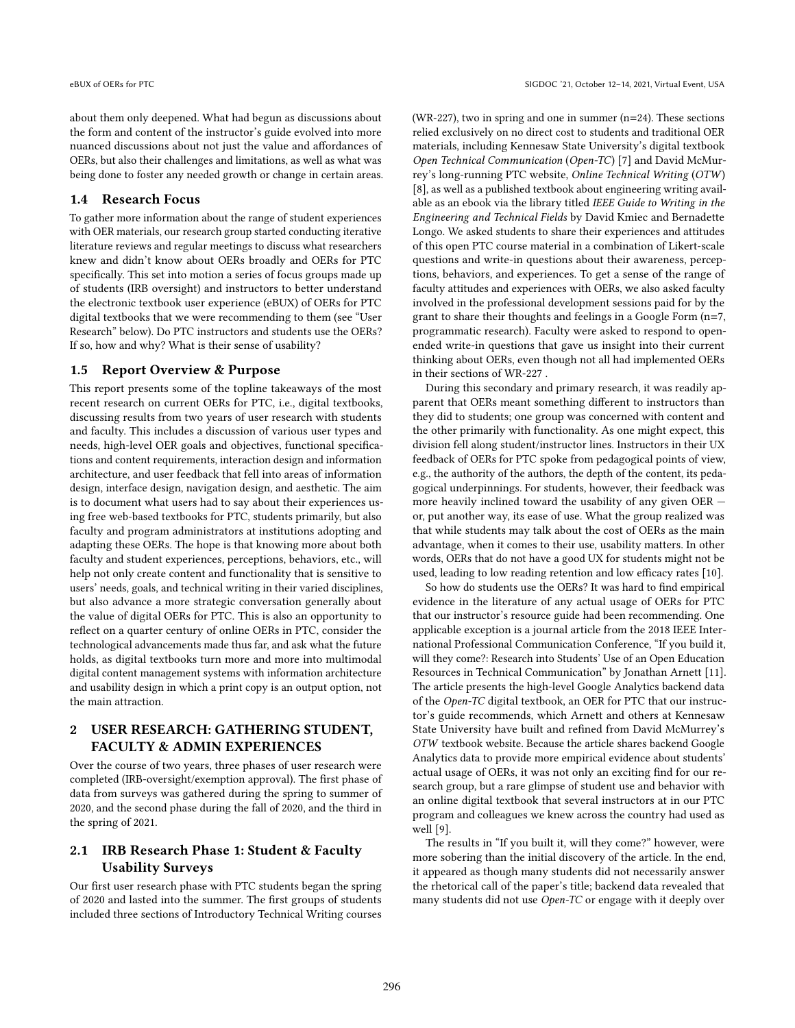about them only deepened. What had begun as discussions about the form and content of the instructor's guide evolved into more nuanced discussions about not just the value and affordances of OERs, but also their challenges and limitations, as well as what was being done to foster any needed growth or change in certain areas.

### 1.4 Research Focus

To gather more information about the range of student experiences with OER materials, our research group started conducting iterative literature reviews and regular meetings to discuss what researchers knew and didn't know about OERs broadly and OERs for PTC specifically. This set into motion a series of focus groups made up of students (IRB oversight) and instructors to better understand the electronic textbook user experience (eBUX) of OERs for PTC digital textbooks that we were recommending to them (see "User Research" below). Do PTC instructors and students use the OERs? If so, how and why? What is their sense of usability?

### 1.5 Report Overview & Purpose

This report presents some of the topline takeaways of the most recent research on current OERs for PTC, i.e., digital textbooks, discussing results from two years of user research with students and faculty. This includes a discussion of various user types and needs, high-level OER goals and objectives, functional specifications and content requirements, interaction design and information architecture, and user feedback that fell into areas of information design, interface design, navigation design, and aesthetic. The aim is to document what users had to say about their experiences using free web-based textbooks for PTC, students primarily, but also faculty and program administrators at institutions adopting and adapting these OERs. The hope is that knowing more about both faculty and student experiences, perceptions, behaviors, etc., will help not only create content and functionality that is sensitive to users' needs, goals, and technical writing in their varied disciplines, but also advance a more strategic conversation generally about the value of digital OERs for PTC. This is also an opportunity to reflect on a quarter century of online OERs in PTC, consider the technological advancements made thus far, and ask what the future holds, as digital textbooks turn more and more into multimodal digital content management systems with information architecture and usability design in which a print copy is an output option, not the main attraction.

## 2 USER RESEARCH: GATHERING STUDENT, FACULTY & ADMIN EXPERIENCES

Over the course of two years, three phases of user research were completed (IRB-oversight/exemption approval). The first phase of data from surveys was gathered during the spring to summer of 2020, and the second phase during the fall of 2020, and the third in the spring of 2021.

### 2.1 IRB Research Phase 1: Student & Faculty Usability Surveys

Our first user research phase with PTC students began the spring of 2020 and lasted into the summer. The first groups of students included three sections of Introductory Technical Writing courses (WR-227), two in spring and one in summer (n=24). These sections relied exclusively on no direct cost to students and traditional OER materials, including Kennesaw State University's digital textbook *Open Technical Communication* (*Open-TC*) [7] and David McMurrey's long-running PTC website, *Online Technical Writing* (*OTW*) [8], as well as a published textbook about engineering writing available as an ebook via the library titled *IEEE Guide to Writing in the Engineering and Technical Fields* by David Kmiec and Bernadette Longo. We asked students to share their experiences and attitudes of this open PTC course material in a combination of Likert-scale questions and write-in questions about their awareness, perceptions, behaviors, and experiences. To get a sense of the range of faculty attitudes and experiences with OERs, we also asked faculty involved in the professional development sessions paid for by the grant to share their thoughts and feelings in a Google Form (n=7, programmatic research). Faculty were asked to respond to open-ended write-in questions that gave us insight into their current thinking about OERs, even though not all had implemented OERs in their sections of WR-227 .

During this secondary and primary research, it was readily apparent that OERs meant something different to instructors than they did to students; one group was concerned with content and the other primarily with functionality. As one might expect, this division fell along student/instructor lines. Instructors in their UX feedback of OERs for PTC spoke from pedagogical points of view, e.g., the authority of the authors, the depth of the content, its pedagogical underpinnings. For students, however, their feedback was more heavily inclined toward the usability of any given OER — or, put another way, its ease of use. What the group realized was that while students may talk about the cost of OERs as the main advantage, when it comes to their use, usability matters. In other words, OERs that do not have a good UX for students might not be used, leading to low reading retention and low efficacy rates [10].

So how do students use the OERs? It was hard to find empirical evidence in the literature of any actual usage of OERs for PTC that our instructor's resource guide had been recommending. One applicable exception is a journal article from the 2018 IEEE International Professional Communication Conference, "If you build it, will they come?: Research into Students' Use of an Open Education Resources in Technical Communication" by Jonathan Arnett [11]. The article presents the high-level Google Analytics backend data of the *Open-TC* digital textbook, an OER for PTC that our instructor's guide recommends, which Arnett and others at Kennesaw State University have built and refined from David McMurrey's *OTW* textbook website. Because the article shares backend Google Analytics data to provide more empirical evidence about students' actual usage of OERs, it was not only an exciting find for our research group, but a rare glimpse of student use and behavior with an online digital textbook that several instructors at in our PTC program and colleagues we knew across the country had used as well [9].

The results in "If you built it, will they come?" however, were more sobering than the initial discovery of the article. In the end, it appeared as though many students did not necessarily answer the rhetorical call of the paper's title; backend data revealed that many students did not use *Open-TC* or engage with it deeply over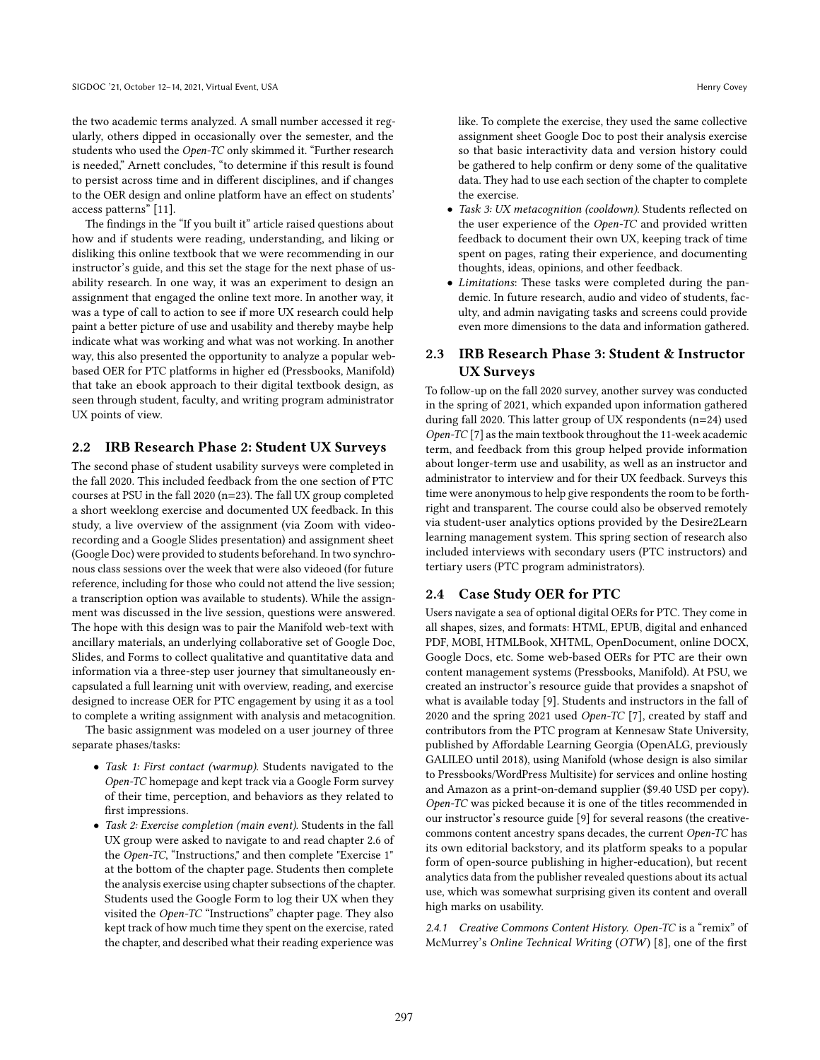the two academic terms analyzed. A small number accessed it regularly, others dipped in occasionally over the semester, and the students who used the *Open-TC* only skimmed it. "Further research is needed," Arnett concludes, "to determine if this result is found to persist across time and in different disciplines, and if changes to the OER design and online platform have an effect on students' access patterns" [11].

The findings in the "If you built it" article raised questions about how and if students were reading, understanding, and liking or disliking this online textbook that we were recommending in our instructor's guide, and this set the stage for the next phase of usability research. In one way, it was an experiment to design an assignment that engaged the online text more. In another way, it was a type of call to action to see if more UX research could help paint a better picture of use and usability and thereby maybe help indicate what was working and what was not working. In another way, this also presented the opportunity to analyze a popular web-based OER for PTC platforms in higher ed (Pressbooks, Manifold) that take an ebook approach to their digital textbook design, as seen through student, faculty, and writing program administrator UX points of view.

## 2.2 IRB Research Phase 2: Student UX Surveys

The second phase of student usability surveys were completed in the fall 2020. This included feedback from the one section of PTC courses at PSU in the fall 2020 (n=23). The fall UX group completed a short weeklong exercise and documented UX feedback. In this study, a live overview of the assignment (via Zoom with video-recording and a Google Slides presentation) and assignment sheet (Google Doc) were provided to students beforehand. In two synchronous class sessions over the week that were also videoed (for future reference, including for those who could not attend the live session; a transcription option was available to students). While the assignment was discussed in the live session, questions were answered. The hope with this design was to pair the Manifold web-text with ancillary materials, an underlying collaborative set of Google Doc, Slides, and Forms to collect qualitative and quantitative data and information via a three-step user journey that simultaneously encapsulated a full learning unit with overview, reading, and exercise designed to increase OER for PTC engagement by using it as a tool to complete a writing assignment with analysis and metacognition.

The basic assignment was modeled on a user journey of three separate phases/tasks:

- *Task 1: First contact (warmup)*. Students navigated to the *Open-TC* homepage and kept track via a Google Form survey of their time, perception, and behaviors as they related to first impressions.
- *Task 2: Exercise completion (main event)*. Students in the fall UX group were asked to navigate to and read chapter 2.6 of the *Open-TC*, "Instructions," and then complete "Exercise 1" at the bottom of the chapter page. Students then complete the analysis exercise using chapter subsections of the chapter. Students used the Google Form to log their UX when they visited the *Open-TC* "Instructions" chapter page. They also kept track of how much time they spent on the exercise, rated the chapter, and described what their reading experience was like. To complete the exercise, they used the same collective assignment sheet Google Doc to post their analysis exercise so that basic interactivity data and version history could be gathered to help confirm or deny some of the qualitative data. They had to use each section of the chapter to complete the exercise.
- *Task 3: UX metacognition (cooldown)*. Students reflected on the user experience of the *Open-TC* and provided written feedback to document their own UX, keeping track of time spent on pages, rating their experience, and documenting thoughts, ideas, opinions, and other feedback.
- *Limitations*: These tasks were completed during the pandemic. In future research, audio and video of students, faculty, and admin navigating tasks and screens could provide even more dimensions to the data and information gathered.

## 2.3 IRB Research Phase 3: Student & Instructor UX Surveys

To follow-up on the fall 2020 survey, another survey was conducted in the spring of 2021, which expanded upon information gathered during fall 2020. This latter group of UX respondents (n=24) used *Open-TC* [7] as the main textbook throughout the 11-week academic term, and feedback from this group helped provide information about longer-term use and usability, as well as an instructor and administrator to interview and for their UX feedback. Surveys this time were anonymous to help give respondents the room to be forthright and transparent. The course could also be observed remotely via student-user analytics options provided by the Desire2Learn learning management system. This spring section of research also included interviews with secondary users (PTC instructors) and tertiary users (PTC program administrators).

## 2.4 Case Study OER for PTC

Users navigate a sea of optional digital OERs for PTC. They come in all shapes, sizes, and formats: HTML, EPUB, digital and enhanced PDF, MOBI, HTMLBook, XHTML, OpenDocument, online DOCX, Google Docs, etc. Some web-based OERs for PTC are their own content management systems (Pressbooks, Manifold). At PSU, we created an instructor's resource guide that provides a snapshot of what is available today [9]. Students and instructors in the fall of 2020 and the spring 2021 used *Open-TC* [7], created by staff and contributors from the PTC program at Kennesaw State University, published by Affordable Learning Georgia (OpenALG, previously GALILEO until 2018), using Manifold (whose design is also similar to Pressbooks/WordPress Multisite) for services and online hosting and Amazon as a print-on-demand supplier ($9.40 USD per copy). *Open-TC* was picked because it is one of the titles recommended in our instructor's resource guide [9] for several reasons (the creative-commons content ancestry spans decades, the current *Open-TC* has its own editorial backstory, and its platform speaks to a popular form of open-source publishing in higher-education), but recent analytics data from the publisher revealed questions about its actual use, which was somewhat surprising given its content and overall high marks on usability.

#### 2.4.1 Creative Commons Content History.

*Open-TC* is a "remix" of McMurrey's *Online Technical Writing* (*OTW*) [8], one of the first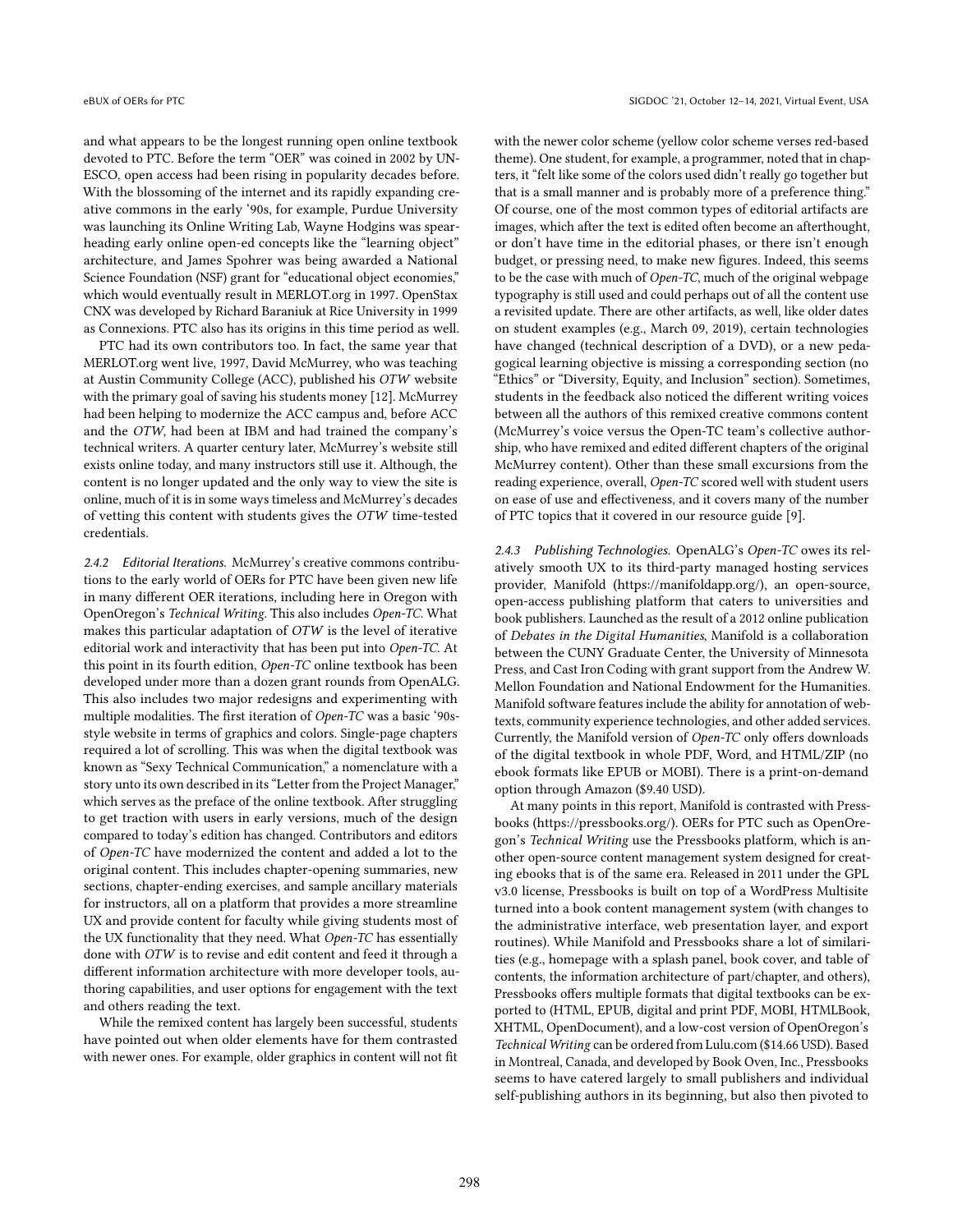and what appears to be the longest running open online textbook devoted to PTC. Before the term "OER" was coined in 2002 by UNESCO, open access had been rising in popularity decades before. With the blossoming of the internet and its rapidly expanding creative commons in the early '90s, for example, Purdue University was launching its Online Writing Lab, Wayne Hodgins was spearheading early online open-ed concepts like the "learning object" architecture, and James Spohrer was being awarded a National Science Foundation (NSF) grant for "educational object economies," which would eventually result in MERLOT.org in 1997. OpenStax CNX was developed by Richard Baraniuk at Rice University in 1999 as Connexions. PTC also has its origins in this time period as well.

PTC had its own contributors too. In fact, the same year that MERLOT.org went live, 1997, David McMurrey, who was teaching at Austin Community College (ACC), published his *OTW* website with the primary goal of saving his students money [12]. McMurrey had been helping to modernize the ACC campus and, before ACC and the *OTW*, had been at IBM and had trained the company's technical writers. A quarter century later, McMurrey's website still exists online today, and many instructors still use it. Although, the content is no longer updated and the only way to view the site is online, much of it is in some ways timeless and McMurrey's decades of vetting this content with students gives the *OTW* time-tested credentials.

#### 2.4.2 Editorial Iterations.

McMurrey's creative commons contributions to the early world of OERs for PTC have been given new life in many different OER iterations, including here in Oregon with OpenOregon's *Technical Writing*. This also includes *Open-TC*. What makes this particular adaptation of *OTW* is the level of iterative editorial work and interactivity that has been put into *Open-TC*. At this point in its fourth edition, *Open-TC* online textbook has been developed under more than a dozen grant rounds from OpenALG. This also includes two major redesigns and experimenting with multiple modalities. The first iteration of *Open-TC* was a basic '90s-style website in terms of graphics and colors. Single-page chapters required a lot of scrolling. This was when the digital textbook was known as "Sexy Technical Communication," a nomenclature with a story unto its own described in its "Letter from the Project Manager," which serves as the preface of the online textbook. After struggling to get traction with users in early versions, much of the design compared to today's edition has changed. Contributors and editors of *Open-TC* have modernized the content and added a lot to the original content. This includes chapter-opening summaries, new sections, chapter-ending exercises, and sample ancillary materials for instructors, all on a platform that provides a more streamline UX and provide content for faculty while giving students most of the UX functionality that they need. What *Open-TC* has essentially done with *OTW* is to revise and edit content and feed it through a different information architecture with more developer tools, authoring capabilities, and user options for engagement with the text and others reading the text.

While the remixed content has largely been successful, students have pointed out when older elements have for them contrasted with newer ones. For example, older graphics in content will not fit with the newer color scheme (yellow color scheme verses red-based theme). One student, for example, a programmer, noted that in chapters, it "felt like some of the colors used didn't really go together but that is a small manner and is probably more of a preference thing." Of course, one of the most common types of editorial artifacts are images, which after the text is edited often become an afterthought, or don't have time in the editorial phases, or there isn't enough budget, or pressing need, to make new figures. Indeed, this seems to be the case with much of *Open-TC*, much of the original webpage typography is still used and could perhaps out of all the content use a revisited update. There are other artifacts, as well, like older dates on student examples (e.g., March 09, 2019), certain technologies have changed (technical description of a DVD), or a new pedagogical learning objective is missing a corresponding section (no "Ethics" or "Diversity, Equity, and Inclusion" section). Sometimes, students in the feedback also noticed the different writing voices between all the authors of this remixed creative commons content (McMurrey's voice versus the Open-TC team's collective authorship, who have remixed and edited different chapters of the original McMurrey content). Other than these small excursions from the reading experience, overall, *Open-TC* scored well with student users on ease of use and effectiveness, and it covers many of the number of PTC topics that it covered in our resource guide [9].

#### 2.4.3 Publishing Technologies.

OpenALG's *Open-TC* owes its relatively smooth UX to its third-party managed hosting services provider, Manifold (https://manifoldapp.org/), an open-source, open-access publishing platform that caters to universities and book publishers. Launched as the result of a 2012 online publication of *Debates in the Digital Humanities*, Manifold is a collaboration between the CUNY Graduate Center, the University of Minnesota Press, and Cast Iron Coding with grant support from the Andrew W. Mellon Foundation and National Endowment for the Humanities. Manifold software features include the ability for annotation of webtexts, community experience technologies, and other added services. Currently, the Manifold version of *Open-TC* only offers downloads of the digital textbook in whole PDF, Word, and HTML/ZIP (no ebook formats like EPUB or MOBI). There is a print-on-demand option through Amazon ($9.40 USD).

At many points in this report, Manifold is contrasted with Pressbooks (https://pressbooks.org/). OERs for PTC such as OpenOregon's *Technical Writing* use the Pressbooks platform, which is another open-source content management system designed for creating ebooks that is of the same era. Released in 2011 under the GPL v3.0 license, Pressbooks is built on top of a WordPress Multisite turned into a book content management system (with changes to the administrative interface, web presentation layer, and export routines). While Manifold and Pressbooks share a lot of similarities (e.g., homepage with a splash panel, book cover, and table of contents, the information architecture of part/chapter, and others), Pressbooks offers multiple formats that digital textbooks can be exported to (HTML, EPUB, digital and print PDF, MOBI, HTMLBook, XHTML, OpenDocument), and a low-cost version of OpenOregon's *Technical Writing* can be ordered from Lulu.com ($14.66 USD). Based in Montreal, Canada, and developed by Book Oven, Inc., Pressbooks seems to have catered largely to small publishers and individual self-publishing authors in its beginning, but also then pivoted to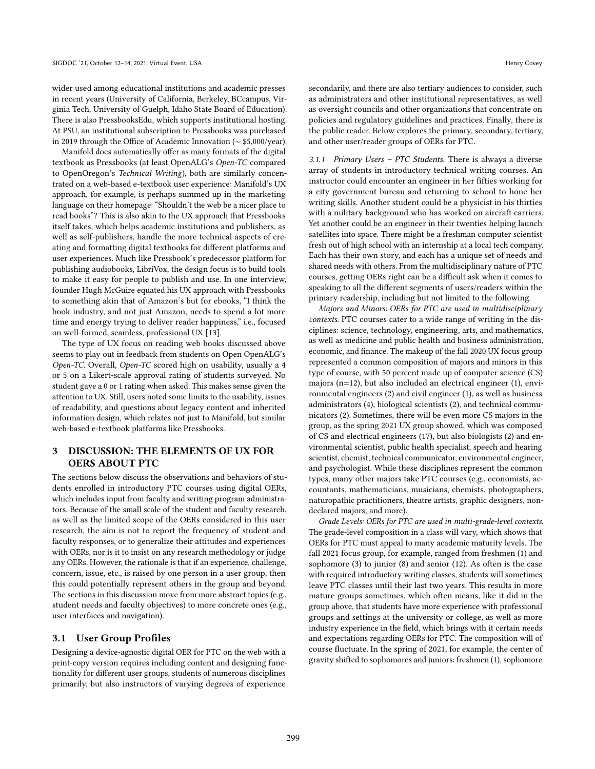wider used among educational institutions and academic presses in recent years (University of California, Berkeley, BCcampus, Virginia Tech, University of Guelph, Idaho State Board of Education). There is also PressbooksEdu, which supports institutional hosting. At PSU, an institutional subscription to Pressbooks was purchased in 2019 through the Office of Academic Innovation (~ $5,000/year).

Manifold does automatically offer as many formats of the digital textbook as Pressbooks (at least OpenALG's *Open-TC* compared to OpenOregon's *Technical Writing*), both are similarly concentrated on a web-based e-textbook user experience: Manifold's UX approach, for example, is perhaps summed up in the marketing language on their homepage: "Shouldn't the web be a nicer place to read books"? This is also akin to the UX approach that Pressbooks itself takes, which helps academic institutions and publishers, as well as self-publishers, handle the more technical aspects of creating and formatting digital textbooks for different platforms and user experiences. Much like Pressbook's predecessor platform for publishing audiobooks, LibriVox, the design focus is to build tools to make it easy for people to publish and use. In one interview, founder Hugh McGuire equated his UX approach with Pressbooks to something akin that of Amazon's but for ebooks, "I think the book industry, and not just Amazon, needs to spend a lot more time and energy trying to deliver reader happiness," i.e., focused on well-formed, seamless, professional UX [13].

The type of UX focus on reading web books discussed above seems to play out in feedback from students on Open OpenALG's *Open-TC*. Overall, *Open-TC* scored high on usability, usually a 4 or 5 on a Likert-scale approval rating of students surveyed. No student gave a 0 or 1 rating when asked. This makes sense given the attention to UX. Still, users noted some limits to the usability, issues of readability, and questions about legacy content and inherited information design, which relates not just to Manifold, but similar web-based e-textbook platforms like Pressbooks.

## 3 DISCUSSION: THE ELEMENTS OF UX FOR OERS ABOUT PTC

The sections below discuss the observations and behaviors of students enrolled in introductory PTC courses using digital OERs, which includes input from faculty and writing program administrators. Because of the small scale of the student and faculty research, as well as the limited scope of the OERs considered in this user research, the aim is not to report the frequency of student and faculty responses, or to generalize their attitudes and experiences with OERs, nor is it to insist on any research methodology or judge any OERs. However, the rationale is that if an experience, challenge, concern, issue, etc., is raised by one person in a user group, then this could potentially represent others in the group and beyond. The sections in this discussion move from more abstract topics (e.g., student needs and faculty objectives) to more concrete ones (e.g., user interfaces and navigation).

### 3.1 User Group Profiles

Designing a device-agnostic digital OER for PTC on the web with a print-copy version requires including content and designing functionality for different user groups, students of numerous disciplines primarily, but also instructors of varying degrees of experience secondarily, and there are also tertiary audiences to consider, such as administrators and other institutional representatives, as well as oversight councils and other organizations that concentrate on policies and regulatory guidelines and practices. Finally, there is the public reader. Below explores the primary, secondary, tertiary, and other user/reader groups of OERs for PTC.

#### 3.1.1 Primary Users – PTC Students.

There is always a diverse array of students in introductory technical writing courses. An instructor could encounter an engineer in her fifties working for a city government bureau and returning to school to hone her writing skills. Another student could be a physicist in his thirties with a military background who has worked on aircraft carriers. Yet another could be an engineer in their twenties helping launch satellites into space. There might be a freshman computer scientist fresh out of high school with an internship at a local tech company. Each has their own story, and each has a unique set of needs and shared needs with others. From the multidisciplinary nature of PTC courses, getting OERs right can be a difficult ask when it comes to speaking to all the different segments of users/readers within the primary readership, including but not limited to the following.

*Majors and Minors: OERs for PTC are used in multidisciplinary contexts.* PTC courses cater to a wide range of writing in the disciplines: science, technology, engineering, arts, and mathematics, as well as medicine and public health and business administration, economic, and finance. The makeup of the fall 2020 UX focus group represented a common composition of majors and minors in this type of course, with 50 percent made up of computer science (CS) majors (n=12), but also included an electrical engineer (1), environmental engineers (2) and civil engineer (1), as well as business administrators (4), biological scientists (2), and technical communicators (2). Sometimes, there will be even more CS majors in the group, as the spring 2021 UX group showed, which was composed of CS and electrical engineers (17), but also biologists (2) and environmental scientist, public health specialist, speech and hearing scientist, chemist, technical communicator, environmental engineer, and psychologist. While these disciplines represent the common types, many other majors take PTC courses (e.g., economists, accountants, mathematicians, musicians, chemists, photographers, naturopathic practitioners, theatre artists, graphic designers, non-declared majors, and more).

*Grade Levels: OERs for PTC are used in multi-grade-level contexts.* The grade-level composition in a class will vary, which shows that OERs for PTC must appeal to many academic maturity levels. The fall 2021 focus group, for example, ranged from freshmen (1) and sophomore (3) to junior (8) and senior (12). As often is the case with required introductory writing classes, students will sometimes leave PTC classes until their last two years. This results in more mature groups sometimes, which often means, like it did in the group above, that students have more experience with professional groups and settings at the university or college, as well as more industry experience in the field, which brings with it certain needs and expectations regarding OERs for PTC. The composition will of course fluctuate. In the spring of 2021, for example, the center of gravity shifted to sophomores and juniors: freshmen (1), sophomore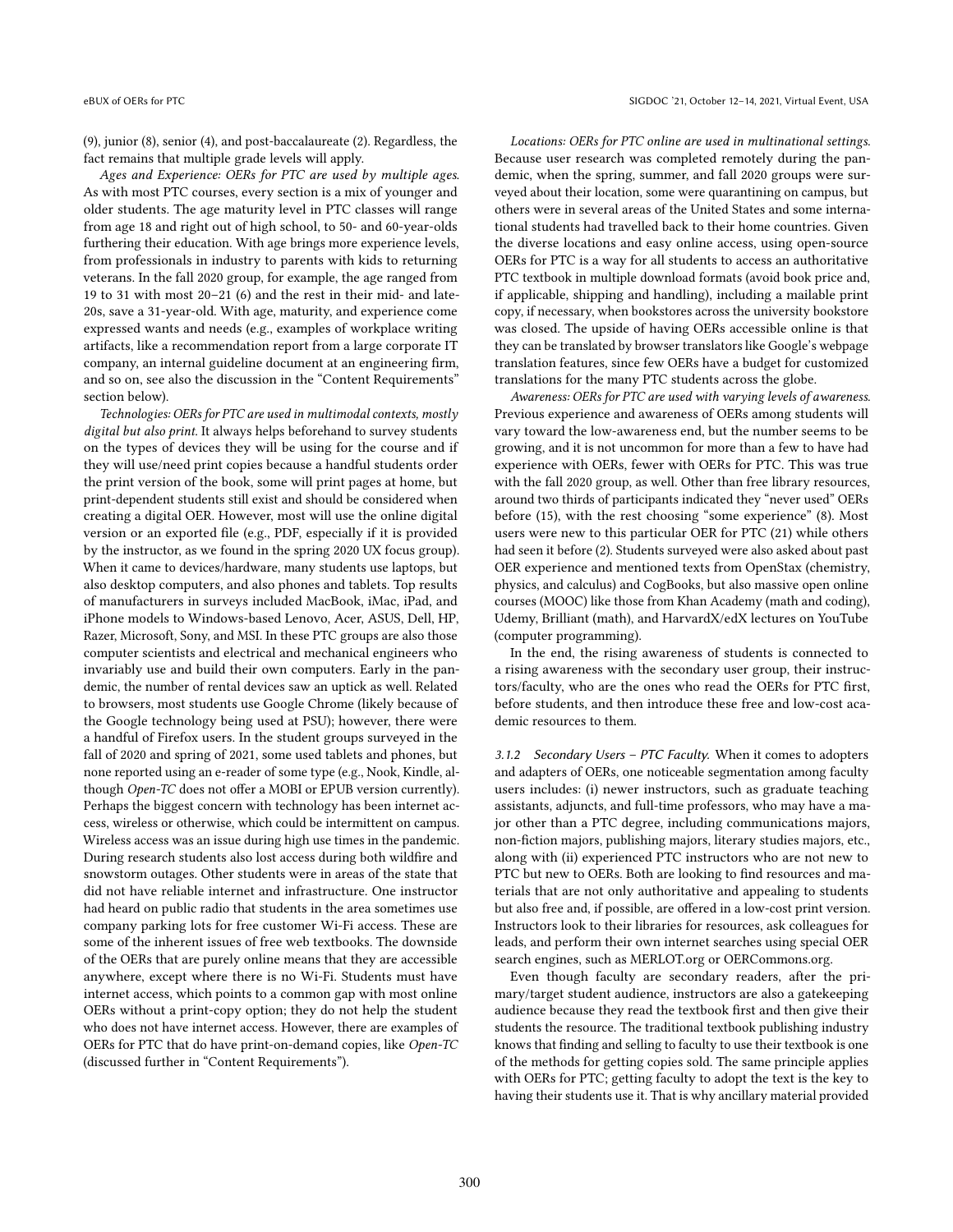(9), junior (8), senior (4), and post-baccalaureate (2). Regardless, the fact remains that multiple grade levels will apply.

*Ages and Experience: OERs for PTC are used by multiple ages.* As with most PTC courses, every section is a mix of younger and older students. The age maturity level in PTC classes will range from age 18 and right out of high school, to 50- and 60-year-olds furthering their education. With age brings more experience levels, from professionals in industry to parents with kids to returning veterans. In the fall 2020 group, for example, the age ranged from 19 to 31 with most 20–21 (6) and the rest in their mid- and late-20s, save a 31-year-old. With age, maturity, and experience come expressed wants and needs (e.g., examples of workplace writing artifacts, like a recommendation report from a large corporate IT company, an internal guideline document at an engineering firm, and so on, see also the discussion in the "Content Requirements" section below).

*Technologies: OERs for PTC are used in multimodal contexts, mostly digital but also print.* It always helps beforehand to survey students on the types of devices they will be using for the course and if they will use/need print copies because a handful students order the print version of the book, some will print pages at home, but print-dependent students still exist and should be considered when creating a digital OER. However, most will use the online digital version or an exported file (e.g., PDF, especially if it is provided by the instructor, as we found in the spring 2020 UX focus group). When it came to devices/hardware, many students use laptops, but also desktop computers, and also phones and tablets. Top results of manufacturers in surveys included MacBook, iMac, iPad, and iPhone models to Windows-based Lenovo, Acer, ASUS, Dell, HP, Razer, Microsoft, Sony, and MSI. In these PTC groups are also those computer scientists and electrical and mechanical engineers who invariably use and build their own computers. Early in the pandemic, the number of rental devices saw an uptick as well. Related to browsers, most students use Google Chrome (likely because of the Google technology being used at PSU); however, there were a handful of Firefox users. In the student groups surveyed in the fall of 2020 and spring of 2021, some used tablets and phones, but none reported using an e-reader of some type (e.g., Nook, Kindle, although *Open-TC* does not offer a MOBI or EPUB version currently). Perhaps the biggest concern with technology has been internet access, wireless or otherwise, which could be intermittent on campus. Wireless access was an issue during high use times in the pandemic. During research students also lost access during both wildfire and snowstorm outages. Other students were in areas of the state that did not have reliable internet and infrastructure. One instructor had heard on public radio that students in the area sometimes use company parking lots for free customer Wi-Fi access. These are some of the inherent issues of free web textbooks. The downside of the OERs that are purely online means that they are accessible anywhere, except where there is no Wi-Fi. Students must have internet access, which points to a common gap with most online OERs without a print-copy option; they do not help the student who does not have internet access. However, there are examples of OERs for PTC that do have print-on-demand copies, like *Open-TC* (discussed further in "Content Requirements").

*Locations: OERs for PTC online are used in multinational settings.* Because user research was completed remotely during the pandemic, when the spring, summer, and fall 2020 groups were surveyed about their location, some were quarantining on campus, but others were in several areas of the United States and some international students had travelled back to their home countries. Given the diverse locations and easy online access, using open-source OERs for PTC is a way for all students to access an authoritative PTC textbook in multiple download formats (avoid book price and, if applicable, shipping and handling), including a mailable print copy, if necessary, when bookstores across the university bookstore was closed. The upside of having OERs accessible online is that they can be translated by browser translators like Google's webpage translation features, since few OERs have a budget for customized translations for the many PTC students across the globe.

*Awareness: OERs for PTC are used with varying levels of awareness.* Previous experience and awareness of OERs among students will vary toward the low-awareness end, but the number seems to be growing, and it is not uncommon for more than a few to have had experience with OERs, fewer with OERs for PTC. This was true with the fall 2020 group, as well. Other than free library resources, around two thirds of participants indicated they "never used" OERs before (15), with the rest choosing "some experience" (8). Most users were new to this particular OER for PTC (21) while others had seen it before (2). Students surveyed were also asked about past OER experience and mentioned texts from OpenStax (chemistry, physics, and calculus) and CogBooks, but also massive open online courses (MOOC) like those from Khan Academy (math and coding), Udemy, Brilliant (math), and HarvardX/edX lectures on YouTube (computer programming).

In the end, the rising awareness of students is connected to a rising awareness with the secondary user group, their instructors/faculty, who are the ones who read the OERs for PTC first, before students, and then introduce these free and low-cost academic resources to them.

#### 3.1.2 Secondary Users – PTC Faculty.

When it comes to adopters and adapters of OERs, one noticeable segmentation among faculty users includes: (i) newer instructors, such as graduate teaching assistants, adjuncts, and full-time professors, who may have a major other than a PTC degree, including communications majors, non-fiction majors, publishing majors, literary studies majors, etc., along with (ii) experienced PTC instructors who are not new to PTC but new to OERs. Both are looking to find resources and materials that are not only authoritative and appealing to students but also free and, if possible, are offered in a low-cost print version. Instructors look to their libraries for resources, ask colleagues for leads, and perform their own internet searches using special OER search engines, such as MERLOT.org or OERCommons.org.

Even though faculty are secondary readers, after the primary/target student audience, instructors are also a gatekeeping audience because they read the textbook first and then give their students the resource. The traditional textbook publishing industry knows that finding and selling to faculty to use their textbook is one of the methods for getting copies sold. The same principle applies with OERs for PTC; getting faculty to adopt the text is the key to having their students use it. That is why ancillary material provided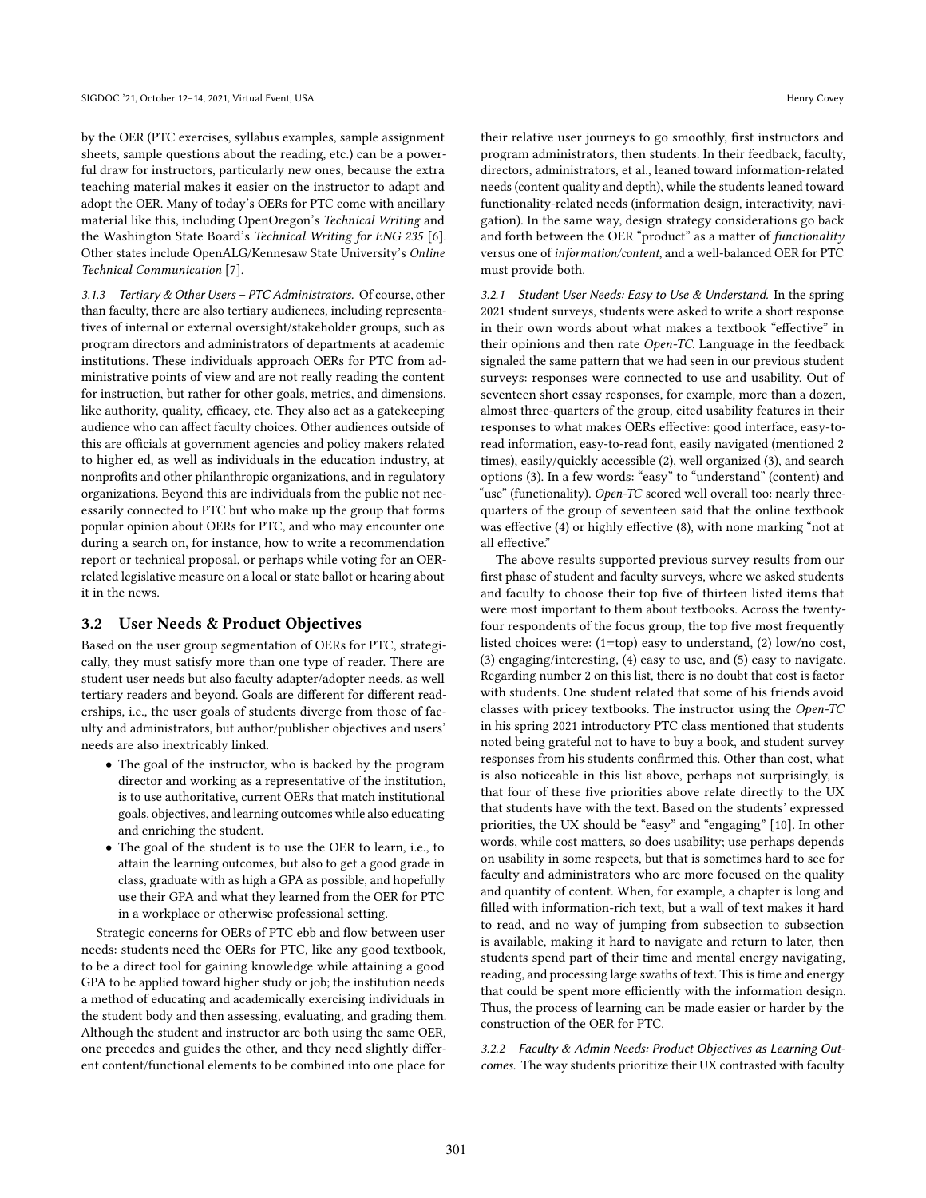by the OER (PTC exercises, syllabus examples, sample assignment sheets, sample questions about the reading, etc.) can be a powerful draw for instructors, particularly new ones, because the extra teaching material makes it easier on the instructor to adapt and adopt the OER. Many of today's OERs for PTC come with ancillary material like this, including OpenOregon's *Technical Writing* and the Washington State Board's *Technical Writing for ENG 235* [6]. Other states include OpenALG/Kennesaw State University's *Online Technical Communication* [7].

#### 3.1.3 Tertiary & Other Users – PTC Administrators.

Of course, other than faculty, there are also tertiary audiences, including representatives of internal or external oversight/stakeholder groups, such as program directors and administrators of departments at academic institutions. These individuals approach OERs for PTC from administrative points of view and are not really reading the content for instruction, but rather for other goals, metrics, and dimensions, like authority, quality, efficacy, etc. They also act as a gatekeeping audience who can affect faculty choices. Other audiences outside of this are officials at government agencies and policy makers related to higher ed, as well as individuals in the education industry, at nonprofits and other philanthropic organizations, and in regulatory organizations. Beyond this are individuals from the public not necessarily connected to PTC but who make up the group that forms popular opinion about OERs for PTC, and who may encounter one during a search on, for instance, how to write a recommendation report or technical proposal, or perhaps while voting for an OER-related legislative measure on a local or state ballot or hearing about it in the news.

### 3.2 User Needs & Product Objectives

Based on the user group segmentation of OERs for PTC, strategically, they must satisfy more than one type of reader. There are student user needs but also faculty adapter/adopter needs, as well tertiary readers and beyond. Goals are different for different readerships, i.e., the user goals of students diverge from those of faculty and administrators, but author/publisher objectives and users' needs are also inextricably linked.

- The goal of the instructor, who is backed by the program director and working as a representative of the institution, is to use authoritative, current OERs that match institutional goals, objectives, and learning outcomes while also educating and enriching the student.
- The goal of the student is to use the OER to learn, i.e., to attain the learning outcomes, but also to get a good grade in class, graduate with as high a GPA as possible, and hopefully use their GPA and what they learned from the OER for PTC in a workplace or otherwise professional setting.

Strategic concerns for OERs of PTC ebb and flow between user needs: students need the OERs for PTC, like any good textbook, to be a direct tool for gaining knowledge while attaining a good GPA to be applied toward higher study or job; the institution needs a method of educating and academically exercising individuals in the student body and then assessing, evaluating, and grading them. Although the student and instructor are both using the same OER, one precedes and guides the other, and they need slightly different content/functional elements to be combined into one place for their relative user journeys to go smoothly, first instructors and program administrators, then students. In their feedback, faculty, directors, administrators, et al., leaned toward information-related needs (content quality and depth), while the students leaned toward functionality-related needs (information design, interactivity, navigation). In the same way, design strategy considerations go back and forth between the OER "product" as a matter of *functionality* versus one of *information/content*, and a well-balanced OER for PTC must provide both.

#### 3.2.1 Student User Needs: Easy to Use & Understand.

In the spring 2021 student surveys, students were asked to write a short response in their own words about what makes a textbook "effective" in their opinions and then rate *Open-TC*. Language in the feedback signaled the same pattern that we had seen in our previous student surveys: responses were connected to use and usability. Out of seventeen short essay responses, for example, more than a dozen, almost three-quarters of the group, cited usability features in their responses to what makes OERs effective: good interface, easy-to-read information, easy-to-read font, easily navigated (mentioned 2 times), easily/quickly accessible (2), well organized (3), and search options (3). In a few words: "easy" to "understand" (content) and "use" (functionality). *Open-TC* scored well overall too: nearly three-quarters of the group of seventeen said that the online textbook was effective (4) or highly effective (8), with none marking "not at all effective."

The above results supported previous survey results from our first phase of student and faculty surveys, where we asked students and faculty to choose their top five of thirteen listed items that were most important to them about textbooks. Across the twenty-four respondents of the focus group, the top five most frequently listed choices were: (1=top) easy to understand, (2) low/no cost, (3) engaging/interesting, (4) easy to use, and (5) easy to navigate. Regarding number 2 on this list, there is no doubt that cost is factor with students. One student related that some of his friends avoid classes with pricey textbooks. The instructor using the *Open-TC* in his spring 2021 introductory PTC class mentioned that students noted being grateful not to have to buy a book, and student survey responses from his students confirmed this. Other than cost, what is also noticeable in this list above, perhaps not surprisingly, is that four of these five priorities above relate directly to the UX that students have with the text. Based on the students' expressed priorities, the UX should be "easy" and "engaging" [10]. In other words, while cost matters, so does usability; use perhaps depends on usability in some respects, but that is sometimes hard to see for faculty and administrators who are more focused on the quality and quantity of content. When, for example, a chapter is long and filled with information-rich text, but a wall of text makes it hard to read, and no way of jumping from subsection to subsection is available, making it hard to navigate and return to later, then students spend part of their time and mental energy navigating, reading, and processing large swaths of text. This is time and energy that could be spent more efficiently with the information design. Thus, the process of learning can be made easier or harder by the construction of the OER for PTC.

#### 3.2.2 Faculty & Admin Needs: Product Objectives as Learning Outcomes.

The way students prioritize their UX contrasted with faculty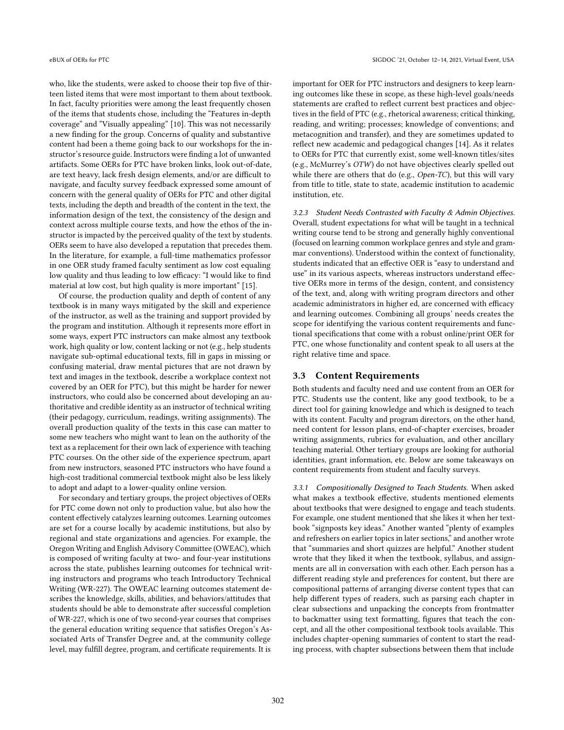who, like the students, were asked to choose their top five of thirteen listed items that were most important to them about textbook. In fact, faculty priorities were among the least frequently chosen of the items that students chose, including the "Features in-depth coverage" and "Visually appealing" [10]. This was not necessarily a new finding for the group. Concerns of quality and substantive content had been a theme going back to our workshops for the instructor's resource guide. Instructors were finding a lot of unwanted artifacts. Some OERs for PTC have broken links, look out-of-date, are text heavy, lack fresh design elements, and/or are difficult to navigate, and faculty survey feedback expressed some amount of concern with the general quality of OERs for PTC and other digital texts, including the depth and breadth of the content in the text, the information design of the text, the consistency of the design and context across multiple course texts, and how the ethos of the instructor is impacted by the perceived quality of the text by students. OERs seem to have also developed a reputation that precedes them. In the literature, for example, a full-time mathematics professor in one OER study framed faculty sentiment as low cost equaling low quality and thus leading to low efficacy: "I would like to find material at low cost, but high quality is more important" [15].

Of course, the production quality and depth of content of any textbook is in many ways mitigated by the skill and experience of the instructor, as well as the training and support provided by the program and institution. Although it represents more effort in some ways, expert PTC instructors can make almost any textbook work, high quality or low, content lacking or not (e.g., help students navigate sub-optimal educational texts, fill in gaps in missing or confusing material, draw mental pictures that are not drawn by text and images in the textbook, describe a workplace context not covered by an OER for PTC), but this might be harder for newer instructors, who could also be concerned about developing an authoritative and credible identity as an instructor of technical writing (their pedagogy, curriculum, readings, writing assignments). The overall production quality of the texts in this case can matter to some new teachers who might want to lean on the authority of the text as a replacement for their own lack of experience with teaching PTC courses. On the other side of the experience spectrum, apart from new instructors, seasoned PTC instructors who have found a high-cost traditional commercial textbook might also be less likely to adopt and adapt to a lower-quality online version.

For secondary and tertiary groups, the project objectives of OERs for PTC come down not only to production value, but also how the content effectively catalyzes learning outcomes. Learning outcomes are set for a course locally by academic institutions, but also by regional and state organizations and agencies. For example, the Oregon Writing and English Advisory Committee (OWEAC), which is composed of writing faculty at two- and four-year institutions across the state, publishes learning outcomes for technical writing instructors and programs who teach Introductory Technical Writing (WR-227). The OWEAC learning outcomes statement describes the knowledge, skills, abilities, and behaviors/attitudes that students should be able to demonstrate after successful completion of WR-227, which is one of two second-year courses that comprises the general education writing sequence that satisfies Oregon's Associated Arts of Transfer Degree and, at the community college level, may fulfill degree, program, and certificate requirements. It is important for OER for PTC instructors and designers to keep learning outcomes like these in scope, as these high-level goals/needs statements are crafted to reflect current best practices and objectives in the field of PTC (e.g., rhetorical awareness; critical thinking, reading, and writing; processes; knowledge of conventions; and metacognition and transfer), and they are sometimes updated to reflect new academic and pedagogical changes [14]. As it relates to OERs for PTC that currently exist, some well-known titles/sites (e.g., McMurrey's *OTW*) do not have objectives clearly spelled out while there are others that do (e.g., *Open-TC*), but this will vary from title to title, state to state, academic institution to academic institution, etc.

*3.2.3 Student Needs Contrasted with Faculty & Admin Objectives.* Overall, student expectations for what will be taught in a technical writing course tend to be strong and generally highly conventional (focused on learning common workplace genres and style and grammar conventions). Understood within the context of functionality, students indicated that an effective OER is "easy to understand and use" in its various aspects, whereas instructors understand effective OERs more in terms of the design, content, and consistency of the text, and, along with writing program directors and other academic administrators in higher ed, are concerned with efficacy and learning outcomes. Combining all groups' needs creates the scope for identifying the various content requirements and functional specifications that come with a robust online/print OER for PTC, one whose functionality and content speak to all users at the right relative time and space.

### 3.3 Content Requirements

Both students and faculty need and use content from an OER for PTC. Students use the content, like any good textbook, to be a direct tool for gaining knowledge and which is designed to teach with its content. Faculty and program directors, on the other hand, need content for lesson plans, end-of-chapter exercises, broader writing assignments, rubrics for evaluation, and other ancillary teaching material. Other tertiary groups are looking for authorial identities, grant information, etc. Below are some takeaways on content requirements from student and faculty surveys.

*3.3.1 Compositionally Designed to Teach Students.* When asked what makes a textbook effective, students mentioned elements about textbooks that were designed to engage and teach students. For example, one student mentioned that she likes it when her textbook "signposts key ideas." Another wanted "plenty of examples and refreshers on earlier topics in later sections," and another wrote that "summaries and short quizzes are helpful." Another student wrote that they liked it when the textbook, syllabus, and assignments are all in conversation with each other. Each person has a different reading style and preferences for content, but there are compositional patterns of arranging diverse content types that can help different types of readers, such as parsing each chapter in clear subsections and unpacking the concepts from frontmatter to backmatter using text formatting, figures that teach the concept, and all the other compositional textbook tools available. This includes chapter-opening summaries of content to start the reading process, with chapter subsections between them that include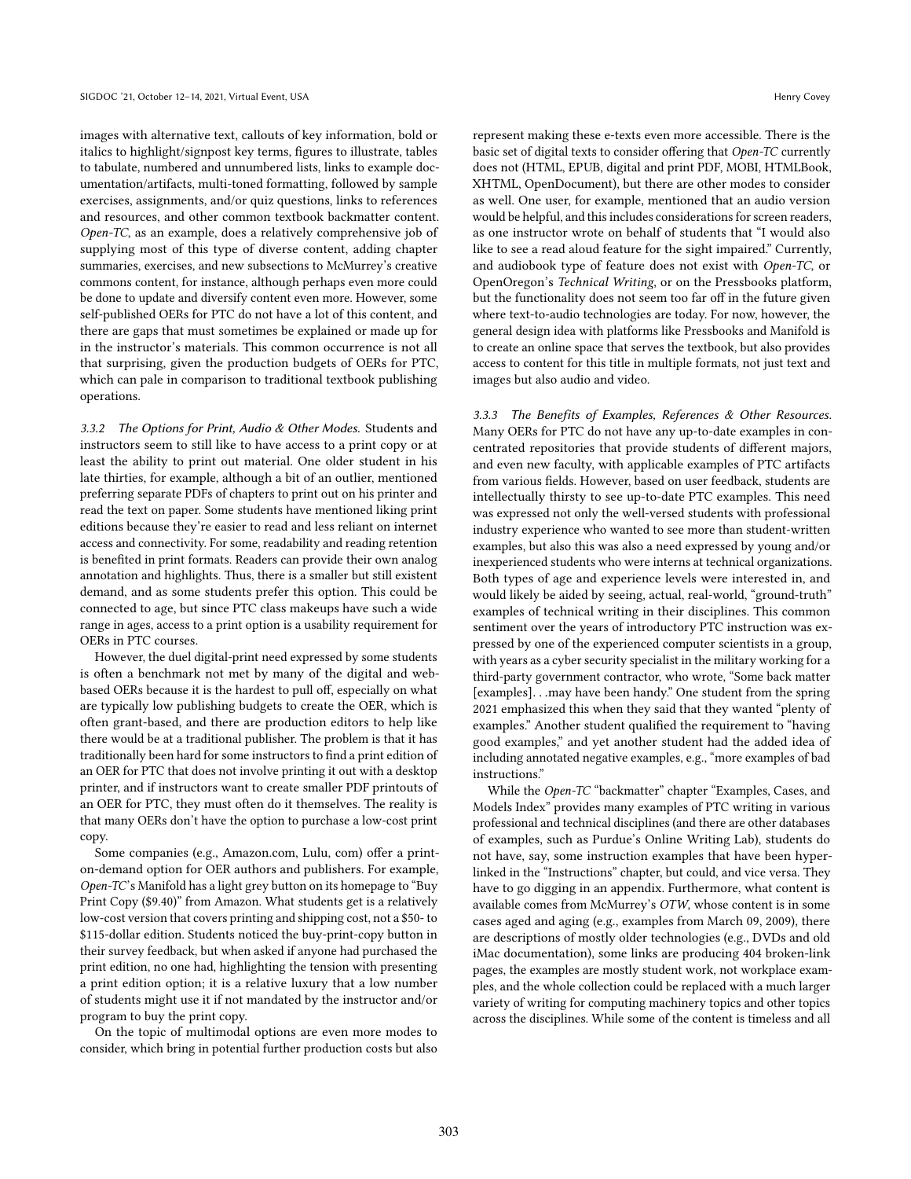images with alternative text, callouts of key information, bold or italics to highlight/signpost key terms, figures to illustrate, tables to tabulate, numbered and unnumbered lists, links to example documentation/artifacts, multi-toned formatting, followed by sample exercises, assignments, and/or quiz questions, links to references and resources, and other common textbook backmatter content. *Open-TC*, as an example, does a relatively comprehensive job of supplying most of this type of diverse content, adding chapter summaries, exercises, and new subsections to McMurrey's creative commons content, for instance, although perhaps even more could be done to update and diversify content even more. However, some self-published OERs for PTC do not have a lot of this content, and there are gaps that must sometimes be explained or made up for in the instructor's materials. This common occurrence is not all that surprising, given the production budgets of OERs for PTC, which can pale in comparison to traditional textbook publishing operations.

*3.3.2 The Options for Print, Audio & Other Modes.* Students and instructors seem to still like to have access to a print copy or at least the ability to print out material. One older student in his late thirties, for example, although a bit of an outlier, mentioned preferring separate PDFs of chapters to print out on his printer and read the text on paper. Some students have mentioned liking print editions because they're easier to read and less reliant on internet access and connectivity. For some, readability and reading retention is benefited in print formats. Readers can provide their own analog annotation and highlights. Thus, there is a smaller but still existent demand, and as some students prefer this option. This could be connected to age, but since PTC class makeups have such a wide range in ages, access to a print option is a usability requirement for OERs in PTC courses.

However, the duel digital-print need expressed by some students is often a benchmark not met by many of the digital and web-based OERs because it is the hardest to pull off, especially on what are typically low publishing budgets to create the OER, which is often grant-based, and there are production editors to help like there would be at a traditional publisher. The problem is that it has traditionally been hard for some instructors to find a print edition of an OER for PTC that does not involve printing it out with a desktop printer, and if instructors want to create smaller PDF printouts of an OER for PTC, they must often do it themselves. The reality is that many OERs don't have the option to purchase a low-cost print copy.

Some companies (e.g., Amazon.com, Lulu, com) offer a print-on-demand option for OER authors and publishers. For example, *Open-TC*'s Manifold has a light grey button on its homepage to "Buy Print Copy ($9.40)" from Amazon. What students get is a relatively low-cost version that covers printing and shipping cost, not a $50- to $115-dollar edition. Students noticed the buy-print-copy button in their survey feedback, but when asked if anyone had purchased the print edition, no one had, highlighting the tension with presenting a print edition option; it is a relative luxury that a low number of students might use it if not mandated by the instructor and/or program to buy the print copy.

On the topic of multimodal options are even more modes to consider, which bring in potential further production costs but also represent making these e-texts even more accessible. There is the basic set of digital texts to consider offering that *Open-TC* currently does not (HTML, EPUB, digital and print PDF, MOBI, HTMLBook, XHTML, OpenDocument), but there are other modes to consider as well. One user, for example, mentioned that an audio version would be helpful, and this includes considerations for screen readers, as one instructor wrote on behalf of students that "I would also like to see a read aloud feature for the sight impaired." Currently, and audiobook type of feature does not exist with *Open-TC*, or OpenOregon's *Technical Writing*, or on the Pressbooks platform, but the functionality does not seem too far off in the future given where text-to-audio technologies are today. For now, however, the general design idea with platforms like Pressbooks and Manifold is to create an online space that serves the textbook, but also provides access to content for this title in multiple formats, not just text and images but also audio and video.

*3.3.3 The Benefits of Examples, References & Other Resources.* Many OERs for PTC do not have any up-to-date examples in concentrated repositories that provide students of different majors, and even new faculty, with applicable examples of PTC artifacts from various fields. However, based on user feedback, students are intellectually thirsty to see up-to-date PTC examples. This need was expressed not only the well-versed students with professional industry experience who wanted to see more than student-written examples, but also this was also a need expressed by young and/or inexperienced students who were interns at technical organizations. Both types of age and experience levels were interested in, and would likely be aided by seeing, actual, real-world, "ground-truth" examples of technical writing in their disciplines. This common sentiment over the years of introductory PTC instruction was expressed by one of the experienced computer scientists in a group, with years as a cyber security specialist in the military working for a third-party government contractor, who wrote, "Some back matter [examples]. . .may have been handy." One student from the spring 2021 emphasized this when they said that they wanted "plenty of examples." Another student qualified the requirement to "having good examples," and yet another student had the added idea of including annotated negative examples, e.g., "more examples of bad instructions."

While the *Open-TC* "backmatter" chapter "Examples, Cases, and Models Index" provides many examples of PTC writing in various professional and technical disciplines (and there are other databases of examples, such as Purdue's Online Writing Lab), students do not have, say, some instruction examples that have been hyperlinked in the "Instructions" chapter, but could, and vice versa. They have to go digging in an appendix. Furthermore, what content is available comes from McMurrey's *OTW*, whose content is in some cases aged and aging (e.g., examples from March 09, 2009), there are descriptions of mostly older technologies (e.g., DVDs and old iMac documentation), some links are producing 404 broken-link pages, the examples are mostly student work, not workplace examples, and the whole collection could be replaced with a much larger variety of writing for computing machinery topics and other topics across the disciplines. While some of the content is timeless and all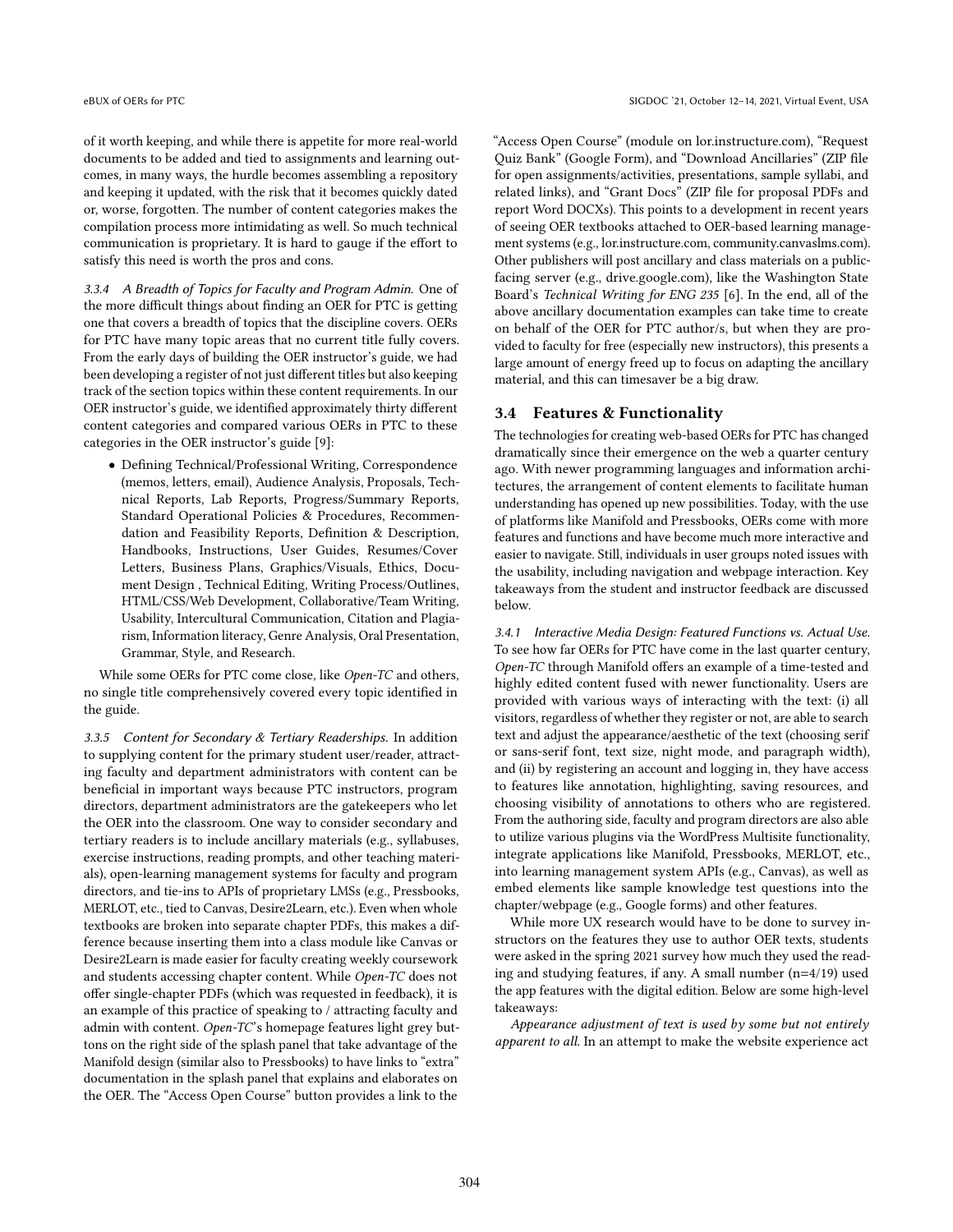of it worth keeping, and while there is appetite for more real-world documents to be added and tied to assignments and learning outcomes, in many ways, the hurdle becomes assembling a repository and keeping it updated, with the risk that it becomes quickly dated or, worse, forgotten. The number of content categories makes the compilation process more intimidating as well. So much technical communication is proprietary. It is hard to gauge if the effort to satisfy this need is worth the pros and cons.

#### 3.3.4 A Breadth of Topics for Faculty and Program Admin.

One of the more difficult things about finding an OER for PTC is getting one that covers a breadth of topics that the discipline covers. OERs for PTC have many topic areas that no current title fully covers. From the early days of building the OER instructor's guide, we had been developing a register of not just different titles but also keeping track of the section topics within these content requirements. In our OER instructor's guide, we identified approximately thirty different content categories and compared various OERs in PTC to these categories in the OER instructor's guide [9]:

- Defining Technical/Professional Writing, Correspondence (memos, letters, email), Audience Analysis, Proposals, Technical Reports, Lab Reports, Progress/Summary Reports, Standard Operational Policies & Procedures, Recommendation and Feasibility Reports, Definition & Description, Handbooks, Instructions, User Guides, Resumes/Cover Letters, Business Plans, Graphics/Visuals, Ethics, Document Design , Technical Editing, Writing Process/Outlines, HTML/CSS/Web Development, Collaborative/Team Writing, Usability, Intercultural Communication, Citation and Plagiarism, Information literacy, Genre Analysis, Oral Presentation, Grammar, Style, and Research.

While some OERs for PTC come close, like *Open-TC* and others, no single title comprehensively covered every topic identified in the guide.

#### 3.3.5 Content for Secondary & Tertiary Readerships.

In addition to supplying content for the primary student user/reader, attracting faculty and department administrators with content can be beneficial in important ways because PTC instructors, program directors, department administrators are the gatekeepers who let the OER into the classroom. One way to consider secondary and tertiary readers is to include ancillary materials (e.g., syllabuses, exercise instructions, reading prompts, and other teaching materials), open-learning management systems for faculty and program directors, and tie-ins to APIs of proprietary LMSs (e.g., Pressbooks, MERLOT, etc., tied to Canvas, Desire2Learn, etc.). Even when whole textbooks are broken into separate chapter PDFs, this makes a difference because inserting them into a class module like Canvas or Desire2Learn is made easier for faculty creating weekly coursework and students accessing chapter content. While *Open-TC* does not offer single-chapter PDFs (which was requested in feedback), it is an example of this practice of speaking to / attracting faculty and admin with content. *Open-TC*'s homepage features light grey buttons on the right side of the splash panel that take advantage of the Manifold design (similar also to Pressbooks) to have links to "extra" documentation in the splash panel that explains and elaborates on the OER. The "Access Open Course" button provides a link to the "Access Open Course" (module on lor.instructure.com), "Request Quiz Bank" (Google Form), and "Download Ancillaries" (ZIP file for open assignments/activities, presentations, sample syllabi, and related links), and "Grant Docs" (ZIP file for proposal PDFs and report Word DOCXs). This points to a development in recent years of seeing OER textbooks attached to OER-based learning management systems (e.g., lor.instructure.com, community.canvaslms.com). Other publishers will post ancillary and class materials on a public-facing server (e.g., drive.google.com), like the Washington State Board's *Technical Writing for ENG 235* [6]. In the end, all of the above ancillary documentation examples can take time to create on behalf of the OER for PTC author/s, but when they are provided to faculty for free (especially new instructors), this presents a large amount of energy freed up to focus on adapting the ancillary material, and this can timesaver be a big draw.

### 3.4 Features & Functionality

The technologies for creating web-based OERs for PTC has changed dramatically since their emergence on the web a quarter century ago. With newer programming languages and information architectures, the arrangement of content elements to facilitate human understanding has opened up new possibilities. Today, with the use of platforms like Manifold and Pressbooks, OERs come with more features and functions and have become much more interactive and easier to navigate. Still, individuals in user groups noted issues with the usability, including navigation and webpage interaction. Key takeaways from the student and instructor feedback are discussed below.

#### 3.4.1 Interactive Media Design: Featured Functions vs. Actual Use.

To see how far OERs for PTC have come in the last quarter century, *Open-TC* through Manifold offers an example of a time-tested and highly edited content fused with newer functionality. Users are provided with various ways of interacting with the text: (i) all visitors, regardless of whether they register or not, are able to search text and adjust the appearance/aesthetic of the text (choosing serif or sans-serif font, text size, night mode, and paragraph width), and (ii) by registering an account and logging in, they have access to features like annotation, highlighting, saving resources, and choosing visibility of annotations to others who are registered. From the authoring side, faculty and program directors are also able to utilize various plugins via the WordPress Multisite functionality, integrate applications like Manifold, Pressbooks, MERLOT, etc., into learning management system APIs (e.g., Canvas), as well as embed elements like sample knowledge test questions into the chapter/webpage (e.g., Google forms) and other features.

While more UX research would have to be done to survey instructors on the features they use to author OER texts, students were asked in the spring 2021 survey how much they used the reading and studying features, if any. A small number (n=4/19) used the app features with the digital edition. Below are some high-level takeaways:

*Appearance adjustment of text is used by some but not entirely apparent to all.* In an attempt to make the website experience act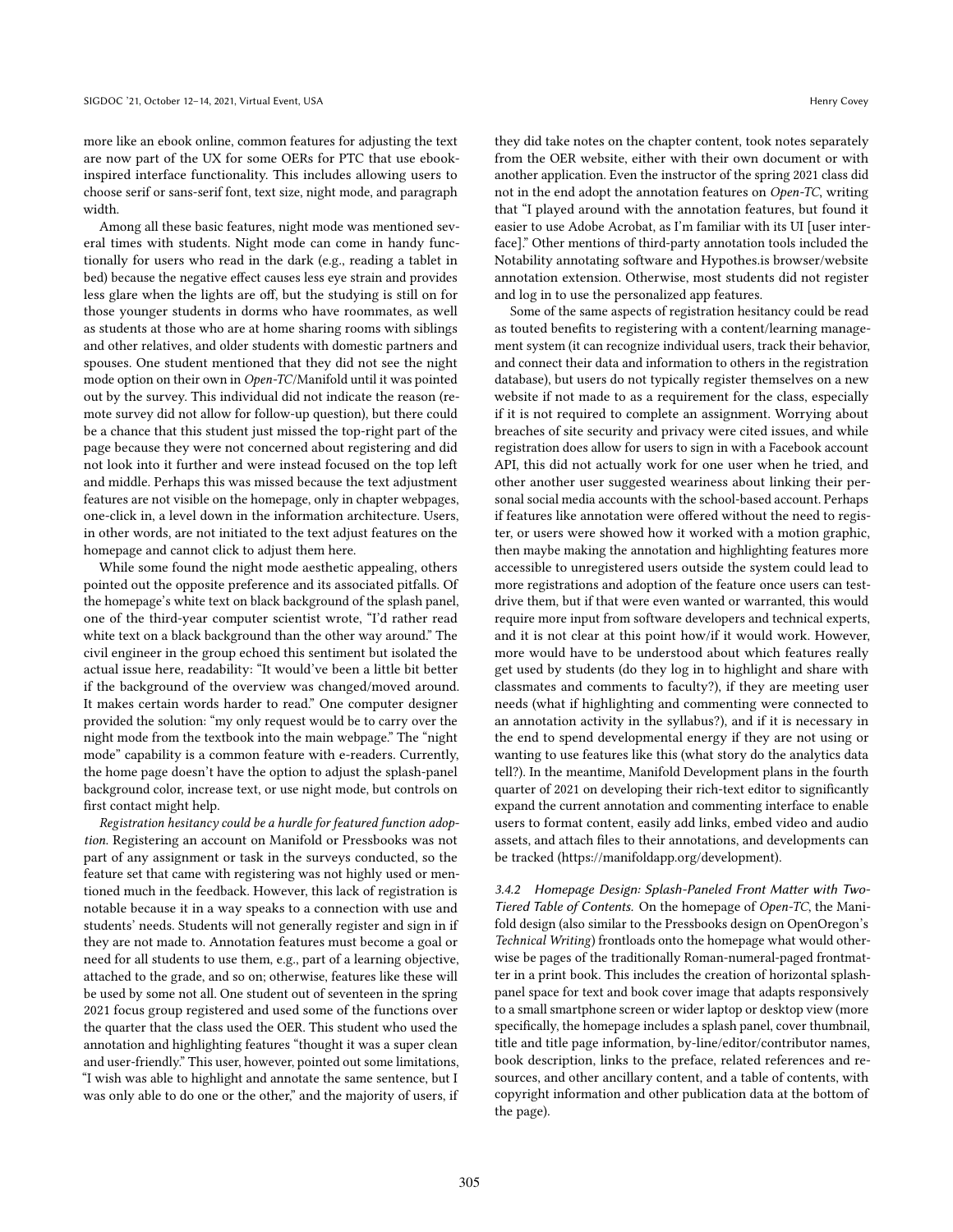more like an ebook online, common features for adjusting the text are now part of the UX for some OERs for PTC that use ebook-inspired interface functionality. This includes allowing users to choose serif or sans-serif font, text size, night mode, and paragraph width.

Among all these basic features, night mode was mentioned several times with students. Night mode can come in handy functionally for users who read in the dark (e.g., reading a tablet in bed) because the negative effect causes less eye strain and provides less glare when the lights are off, but the studying is still on for those younger students in dorms who have roommates, as well as students at those who are at home sharing rooms with siblings and other relatives, and older students with domestic partners and spouses. One student mentioned that they did not see the night mode option on their own in *Open-TC*/Manifold until it was pointed out by the survey. This individual did not indicate the reason (remote survey did not allow for follow-up question), but there could be a chance that this student just missed the top-right part of the page because they were not concerned about registering and did not look into it further and were instead focused on the top left and middle. Perhaps this was missed because the text adjustment features are not visible on the homepage, only in chapter webpages, one-click in, a level down in the information architecture. Users, in other words, are not initiated to the text adjust features on the homepage and cannot click to adjust them here.

While some found the night mode aesthetic appealing, others pointed out the opposite preference and its associated pitfalls. Of the homepage's white text on black background of the splash panel, one of the third-year computer scientist wrote, "I'd rather read white text on a black background than the other way around." The civil engineer in the group echoed this sentiment but isolated the actual issue here, readability: "It would've been a little bit better if the background of the overview was changed/moved around. It makes certain words harder to read." One computer designer provided the solution: "my only request would be to carry over the night mode from the textbook into the main webpage." The "night mode" capability is a common feature with e-readers. Currently, the home page doesn't have the option to adjust the splash-panel background color, increase text, or use night mode, but controls on first contact might help.

*Registration hesitancy could be a hurdle for featured function adoption.* Registering an account on Manifold or Pressbooks was not part of any assignment or task in the surveys conducted, so the feature set that came with registering was not highly used or mentioned much in the feedback. However, this lack of registration is notable because it in a way speaks to a connection with use and students' needs. Students will not generally register and sign in if they are not made to. Annotation features must become a goal or need for all students to use them, e.g., part of a learning objective, attached to the grade, and so on; otherwise, features like these will be used by some not all. One student out of seventeen in the spring 2021 focus group registered and used some of the functions over the quarter that the class used the OER. This student who used the annotation and highlighting features "thought it was a super clean and user-friendly." This user, however, pointed out some limitations, "I wish was able to highlight and annotate the same sentence, but I was only able to do one or the other," and the majority of users, if they did take notes on the chapter content, took notes separately from the OER website, either with their own document or with another application. Even the instructor of the spring 2021 class did not in the end adopt the annotation features on *Open-TC*, writing that "I played around with the annotation features, but found it easier to use Adobe Acrobat, as I'm familiar with its UI [user interface]." Other mentions of third-party annotation tools included the Notability annotating software and Hypothes.is browser/website annotation extension. Otherwise, most students did not register and log in to use the personalized app features.

Some of the same aspects of registration hesitancy could be read as touted benefits to registering with a content/learning management system (it can recognize individual users, track their behavior, and connect their data and information to others in the registration database), but users do not typically register themselves on a new website if not made to as a requirement for the class, especially if it is not required to complete an assignment. Worrying about breaches of site security and privacy were cited issues, and while registration does allow for users to sign in with a Facebook account API, this did not actually work for one user when he tried, and other another user suggested weariness about linking their personal social media accounts with the school-based account. Perhaps if features like annotation were offered without the need to register, or users were showed how it worked with a motion graphic, then maybe making the annotation and highlighting features more accessible to unregistered users outside the system could lead to more registrations and adoption of the feature once users can test-drive them, but if that were even wanted or warranted, this would require more input from software developers and technical experts, and it is not clear at this point how/if it would work. However, more would have to be understood about which features really get used by students (do they log in to highlight and share with classmates and comments to faculty?), if they are meeting user needs (what if highlighting and commenting were connected to an annotation activity in the syllabus?), and if it is necessary in the end to spend developmental energy if they are not using or wanting to use features like this (what story do the analytics data tell?). In the meantime, Manifold Development plans in the fourth quarter of 2021 on developing their rich-text editor to significantly expand the current annotation and commenting interface to enable users to format content, easily add links, embed video and audio assets, and attach files to their annotations, and developments can be tracked (https://manifoldapp.org/development).

#### 3.4.2 Homepage Design: Splash-Paneled Front Matter with Two-Tiered Table of Contents.

On the homepage of *Open-TC*, the Manifold design (also similar to the Pressbooks design on OpenOregon's *Technical Writing*) frontloads onto the homepage what would otherwise be pages of the traditionally Roman-numeral-paged frontmatter in a print book. This includes the creation of horizontal splash-panel space for text and book cover image that adapts responsively to a small smartphone screen or wider laptop or desktop view (more specifically, the homepage includes a splash panel, cover thumbnail, title and title page information, by-line/editor/contributor names, book description, links to the preface, related references and resources, and other ancillary content, and a table of contents, with copyright information and other publication data at the bottom of the page).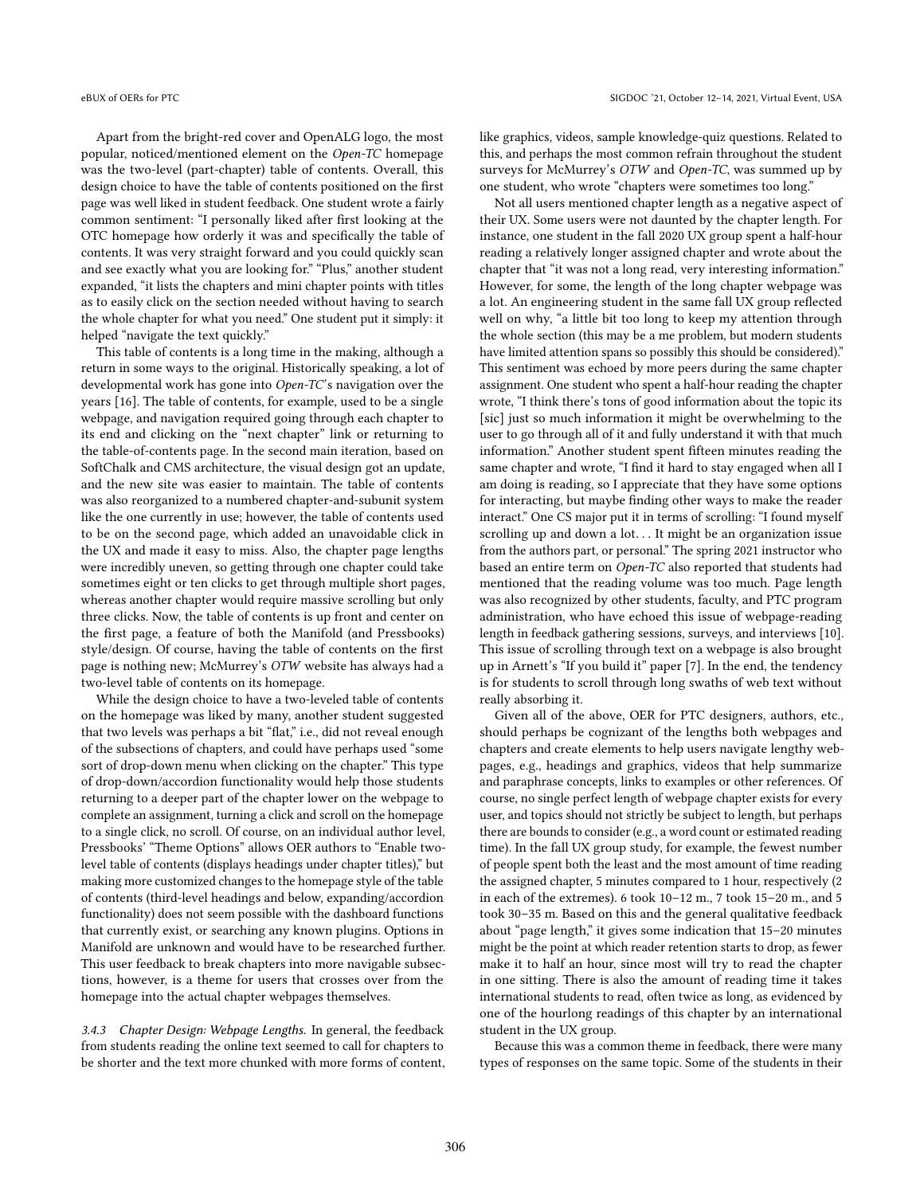Apart from the bright-red cover and OpenALG logo, the most popular, noticed/mentioned element on the *Open-TC* homepage was the two-level (part-chapter) table of contents. Overall, this design choice to have the table of contents positioned on the first page was well liked in student feedback. One student wrote a fairly common sentiment: "I personally liked after first looking at the OTC homepage how orderly it was and specifically the table of contents. It was very straight forward and you could quickly scan and see exactly what you are looking for." "Plus," another student expanded, "it lists the chapters and mini chapter points with titles as to easily click on the section needed without having to search the whole chapter for what you need." One student put it simply: it helped "navigate the text quickly."

This table of contents is a long time in the making, although a return in some ways to the original. Historically speaking, a lot of developmental work has gone into *Open-TC*'s navigation over the years [16]. The table of contents, for example, used to be a single webpage, and navigation required going through each chapter to its end and clicking on the "next chapter" link or returning to the table-of-contents page. In the second main iteration, based on SoftChalk and CMS architecture, the visual design got an update, and the new site was easier to maintain. The table of contents was also reorganized to a numbered chapter-and-subunit system like the one currently in use; however, the table of contents used to be on the second page, which added an unavoidable click in the UX and made it easy to miss. Also, the chapter page lengths were incredibly uneven, so getting through one chapter could take sometimes eight or ten clicks to get through multiple short pages, whereas another chapter would require massive scrolling but only three clicks. Now, the table of contents is up front and center on the first page, a feature of both the Manifold (and Pressbooks) style/design. Of course, having the table of contents on the first page is nothing new; McMurrey's *OTW* website has always had a two-level table of contents on its homepage.

While the design choice to have a two-leveled table of contents on the homepage was liked by many, another student suggested that two levels was perhaps a bit "flat," i.e., did not reveal enough of the subsections of chapters, and could have perhaps used "some sort of drop-down menu when clicking on the chapter." This type of drop-down/accordion functionality would help those students returning to a deeper part of the chapter lower on the webpage to complete an assignment, turning a click and scroll on the homepage to a single click, no scroll. Of course, on an individual author level, Pressbooks' "Theme Options" allows OER authors to "Enable two-level table of contents (displays headings under chapter titles)," but making more customized changes to the homepage style of the table of contents (third-level headings and below, expanding/accordion functionality) does not seem possible with the dashboard functions that currently exist, or searching any known plugins. Options in Manifold are unknown and would have to be researched further. This user feedback to break chapters into more navigable subsections, however, is a theme for users that crosses over from the homepage into the actual chapter webpages themselves.

#### 3.4.3 Chapter Design: Webpage Lengths.

In general, the feedback from students reading the online text seemed to call for chapters to be shorter and the text more chunked with more forms of content, like graphics, videos, sample knowledge-quiz questions. Related to this, and perhaps the most common refrain throughout the student surveys for McMurrey's *OTW* and *Open-TC*, was summed up by one student, who wrote "chapters were sometimes too long."

Not all users mentioned chapter length as a negative aspect of their UX. Some users were not daunted by the chapter length. For instance, one student in the fall 2020 UX group spent a half-hour reading a relatively longer assigned chapter and wrote about the chapter that "it was not a long read, very interesting information." However, for some, the length of the long chapter webpage was a lot. An engineering student in the same fall UX group reflected well on why, "a little bit too long to keep my attention through the whole section (this may be a me problem, but modern students have limited attention spans so possibly this should be considered)." This sentiment was echoed by more peers during the same chapter assignment. One student who spent a half-hour reading the chapter wrote, "I think there's tons of good information about the topic its [sic] just so much information it might be overwhelming to the user to go through all of it and fully understand it with that much information." Another student spent fifteen minutes reading the same chapter and wrote, "I find it hard to stay engaged when all I am doing is reading, so I appreciate that they have some options for interacting, but maybe finding other ways to make the reader interact." One CS major put it in terms of scrolling: "I found myself scrolling up and down a lot. . . It might be an organization issue from the authors part, or personal." The spring 2021 instructor who based an entire term on *Open-TC* also reported that students had mentioned that the reading volume was too much. Page length was also recognized by other students, faculty, and PTC program administration, who have echoed this issue of webpage-reading length in feedback gathering sessions, surveys, and interviews [10]. This issue of scrolling through text on a webpage is also brought up in Arnett's "If you build it" paper [7]. In the end, the tendency is for students to scroll through long swaths of web text without really absorbing it.

Given all of the above, OER for PTC designers, authors, etc., should perhaps be cognizant of the lengths both webpages and chapters and create elements to help users navigate lengthy webpages, e.g., headings and graphics, videos that help summarize and paraphrase concepts, links to examples or other references. Of course, no single perfect length of webpage chapter exists for every user, and topics should not strictly be subject to length, but perhaps there are bounds to consider (e.g., a word count or estimated reading time). In the fall UX group study, for example, the fewest number of people spent both the least and the most amount of time reading the assigned chapter, 5 minutes compared to 1 hour, respectively (2 in each of the extremes). 6 took 10–12 m., 7 took 15–20 m., and 5 took 30–35 m. Based on this and the general qualitative feedback about "page length," it gives some indication that 15–20 minutes might be the point at which reader retention starts to drop, as fewer make it to half an hour, since most will try to read the chapter in one sitting. There is also the amount of reading time it takes international students to read, often twice as long, as evidenced by one of the hourlong readings of this chapter by an international student in the UX group.

Because this was a common theme in feedback, there were many types of responses on the same topic. Some of the students in their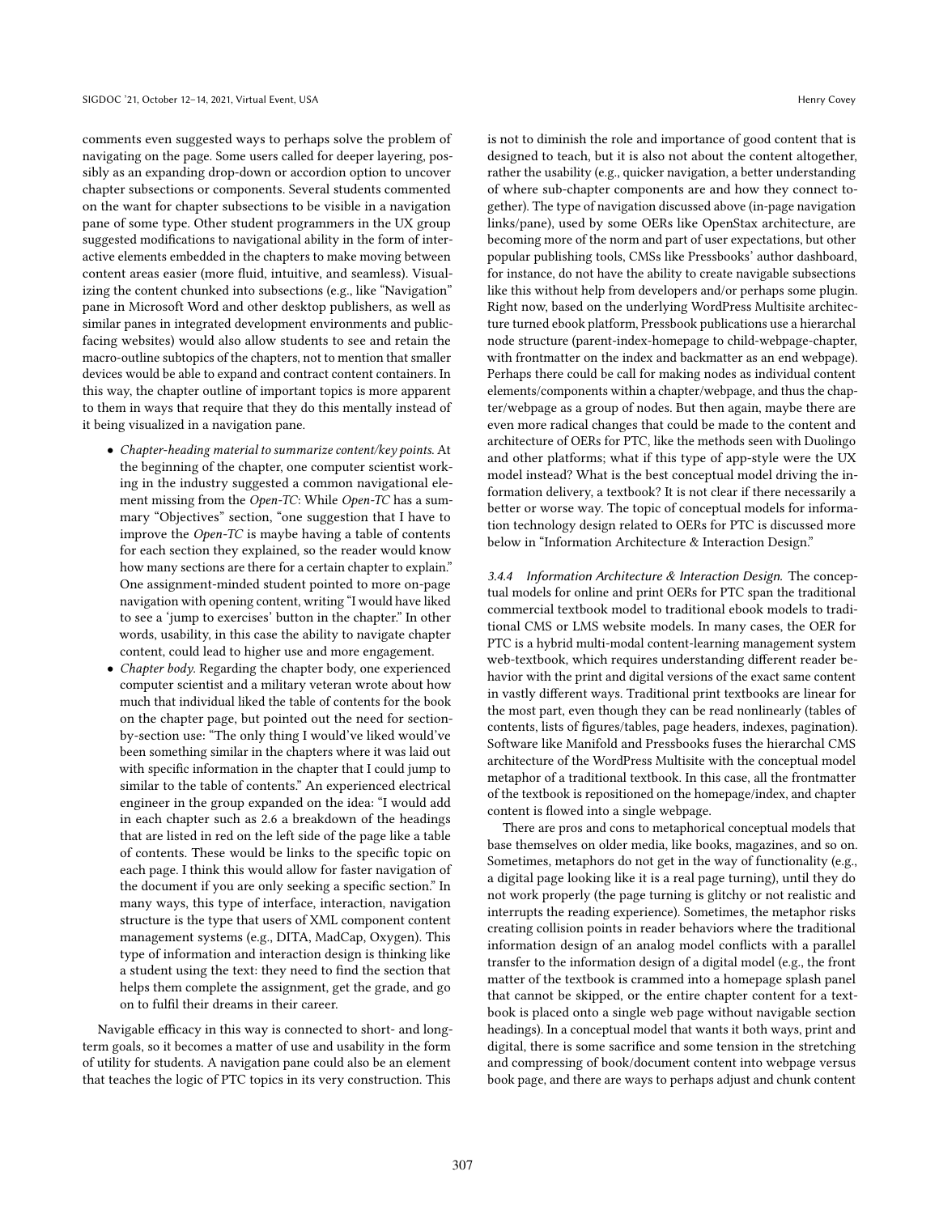comments even suggested ways to perhaps solve the problem of navigating on the page. Some users called for deeper layering, possibly as an expanding drop-down or accordion option to uncover chapter subsections or components. Several students commented on the want for chapter subsections to be visible in a navigation pane of some type. Other student programmers in the UX group suggested modifications to navigational ability in the form of interactive elements embedded in the chapters to make moving between content areas easier (more fluid, intuitive, and seamless). Visualizing the content chunked into subsections (e.g., like "Navigation" pane in Microsoft Word and other desktop publishers, as well as similar panes in integrated development environments and public-facing websites) would also allow students to see and retain the macro-outline subtopics of the chapters, not to mention that smaller devices would be able to expand and contract content containers. In this way, the chapter outline of important topics is more apparent to them in ways that require that they do this mentally instead of it being visualized in a navigation pane.

- *Chapter-heading material to summarize content/key points*. At the beginning of the chapter, one computer scientist working in the industry suggested a common navigational element missing from the *Open-TC*: While *Open-TC* has a summary "Objectives" section, "one suggestion that I have to improve the *Open-TC* is maybe having a table of contents for each section they explained, so the reader would know how many sections are there for a certain chapter to explain." One assignment-minded student pointed to more on-page navigation with opening content, writing "I would have liked to see a 'jump to exercises' button in the chapter." In other words, usability, in this case the ability to navigate chapter content, could lead to higher use and more engagement.
- *Chapter body*. Regarding the chapter body, one experienced computer scientist and a military veteran wrote about how much that individual liked the table of contents for the book on the chapter page, but pointed out the need for section-by-section use: "The only thing I would've liked would've been something similar in the chapters where it was laid out with specific information in the chapter that I could jump to similar to the table of contents." An experienced electrical engineer in the group expanded on the idea: "I would add in each chapter such as 2.6 a breakdown of the headings that are listed in red on the left side of the page like a table of contents. These would be links to the specific topic on each page. I think this would allow for faster navigation of the document if you are only seeking a specific section." In many ways, this type of interface, interaction, navigation structure is the type that users of XML component content management systems (e.g., DITA, MadCap, Oxygen). This type of information and interaction design is thinking like a student using the text: they need to find the section that helps them complete the assignment, get the grade, and go on to fulfil their dreams in their career.

Navigable efficacy in this way is connected to short- and long-term goals, so it becomes a matter of use and usability in the form of utility for students. A navigation pane could also be an element that teaches the logic of PTC topics in its very construction. This is not to diminish the role and importance of good content that is designed to teach, but it is also not about the content altogether, rather the usability (e.g., quicker navigation, a better understanding of where sub-chapter components are and how they connect together). The type of navigation discussed above (in-page navigation links/pane), used by some OERs like OpenStax architecture, are becoming more of the norm and part of user expectations, but other popular publishing tools, CMSs like Pressbooks' author dashboard, for instance, do not have the ability to create navigable subsections like this without help from developers and/or perhaps some plugin. Right now, based on the underlying WordPress Multisite architecture turned ebook platform, Pressbook publications use a hierarchal node structure (parent-index-homepage to child-webpage-chapter, with frontmatter on the index and backmatter as an end webpage). Perhaps there could be call for making nodes as individual content elements/components within a chapter/webpage, and thus the chapter/webpage as a group of nodes. But then again, maybe there are even more radical changes that could be made to the content and architecture of OERs for PTC, like the methods seen with Duolingo and other platforms; what if this type of app-style were the UX model instead? What is the best conceptual model driving the information delivery, a textbook? It is not clear if there necessarily a better or worse way. The topic of conceptual models for information technology design related to OERs for PTC is discussed more below in "Information Architecture & Interaction Design."

#### 3.4.4 Information Architecture & Interaction Design.

The conceptual models for online and print OERs for PTC span the traditional commercial textbook model to traditional ebook models to traditional CMS or LMS website models. In many cases, the OER for PTC is a hybrid multi-modal content-learning management system web-textbook, which requires understanding different reader behavior with the print and digital versions of the exact same content in vastly different ways. Traditional print textbooks are linear for the most part, even though they can be read nonlinearly (tables of contents, lists of figures/tables, page headers, indexes, pagination). Software like Manifold and Pressbooks fuses the hierarchal CMS architecture of the WordPress Multisite with the conceptual model metaphor of a traditional textbook. In this case, all the frontmatter of the textbook is repositioned on the homepage/index, and chapter content is flowed into a single webpage.

There are pros and cons to metaphorical conceptual models that base themselves on older media, like books, magazines, and so on. Sometimes, metaphors do not get in the way of functionality (e.g., a digital page looking like it is a real page turning), until they do not work properly (the page turning is glitchy or not realistic and interrupts the reading experience). Sometimes, the metaphor risks creating collision points in reader behaviors where the traditional information design of an analog model conflicts with a parallel transfer to the information design of a digital model (e.g., the front matter of the textbook is crammed into a homepage splash panel that cannot be skipped, or the entire chapter content for a textbook is placed onto a single web page without navigable section headings). In a conceptual model that wants it both ways, print and digital, there is some sacrifice and some tension in the stretching and compressing of book/document content into webpage versus book page, and there are ways to perhaps adjust and chunk content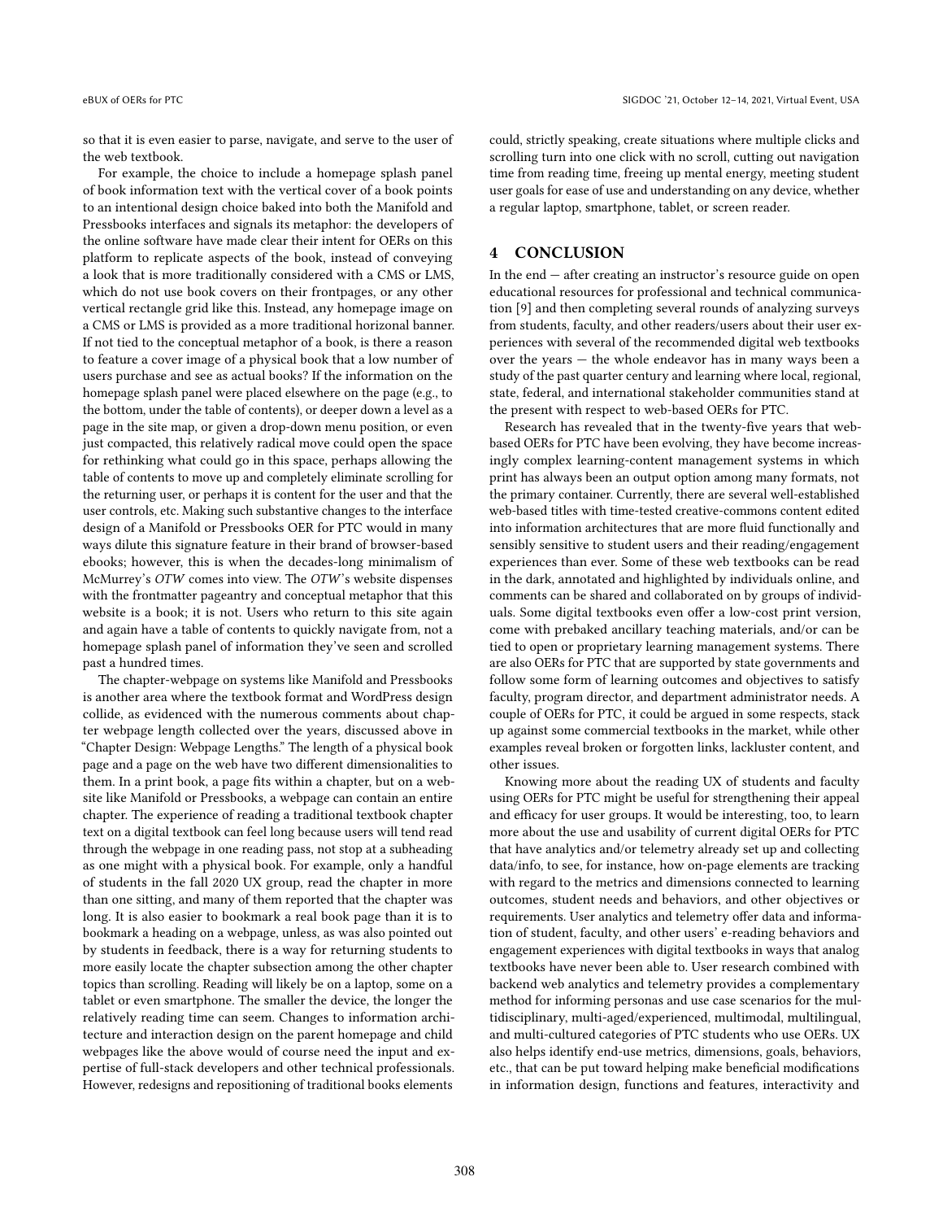so that it is even easier to parse, navigate, and serve to the user of the web textbook.

For example, the choice to include a homepage splash panel of book information text with the vertical cover of a book points to an intentional design choice baked into both the Manifold and Pressbooks interfaces and signals its metaphor: the developers of the online software have made clear their intent for OERs on this platform to replicate aspects of the book, instead of conveying a look that is more traditionally considered with a CMS or LMS, which do not use book covers on their frontpages, or any other vertical rectangle grid like this. Instead, any homepage image on a CMS or LMS is provided as a more traditional horizonal banner. If not tied to the conceptual metaphor of a book, is there a reason to feature a cover image of a physical book that a low number of users purchase and see as actual books? If the information on the homepage splash panel were placed elsewhere on the page (e.g., to the bottom, under the table of contents), or deeper down a level as a page in the site map, or given a drop-down menu position, or even just compacted, this relatively radical move could open the space for rethinking what could go in this space, perhaps allowing the table of contents to move up and completely eliminate scrolling for the returning user, or perhaps it is content for the user and that the user controls, etc. Making such substantive changes to the interface design of a Manifold or Pressbooks OER for PTC would in many ways dilute this signature feature in their brand of browser-based ebooks; however, this is when the decades-long minimalism of McMurrey's *OTW* comes into view. The *OTW*'s website dispenses with the frontmatter pageantry and conceptual metaphor that this website is a book; it is not. Users who return to this site again and again have a table of contents to quickly navigate from, not a homepage splash panel of information they've seen and scrolled past a hundred times.

The chapter-webpage on systems like Manifold and Pressbooks is another area where the textbook format and WordPress design collide, as evidenced with the numerous comments about chapter webpage length collected over the years, discussed above in "Chapter Design: Webpage Lengths." The length of a physical book page and a page on the web have two different dimensionalities to them. In a print book, a page fits within a chapter, but on a website like Manifold or Pressbooks, a webpage can contain an entire chapter. The experience of reading a traditional textbook chapter text on a digital textbook can feel long because users will tend read through the webpage in one reading pass, not stop at a subheading as one might with a physical book. For example, only a handful of students in the fall 2020 UX group, read the chapter in more than one sitting, and many of them reported that the chapter was long. It is also easier to bookmark a real book page than it is to bookmark a heading on a webpage, unless, as was also pointed out by students in feedback, there is a way for returning students to more easily locate the chapter subsection among the other chapter topics than scrolling. Reading will likely be on a laptop, some on a tablet or even smartphone. The smaller the device, the longer the relatively reading time can seem. Changes to information architecture and interaction design on the parent homepage and child webpages like the above would of course need the input and expertise of full-stack developers and other technical professionals. However, redesigns and repositioning of traditional books elements could, strictly speaking, create situations where multiple clicks and scrolling turn into one click with no scroll, cutting out navigation time from reading time, freeing up mental energy, meeting student user goals for ease of use and understanding on any device, whether a regular laptop, smartphone, tablet, or screen reader.

## 4 CONCLUSION

In the end — after creating an instructor's resource guide on open educational resources for professional and technical communication [9] and then completing several rounds of analyzing surveys from students, faculty, and other readers/users about their user experiences with several of the recommended digital web textbooks over the years — the whole endeavor has in many ways been a study of the past quarter century and learning where local, regional, state, federal, and international stakeholder communities stand at the present with respect to web-based OERs for PTC.

Research has revealed that in the twenty-five years that web-based OERs for PTC have been evolving, they have become increasingly complex learning-content management systems in which print has always been an output option among many formats, not the primary container. Currently, there are several well-established web-based titles with time-tested creative-commons content edited into information architectures that are more fluid functionally and sensibly sensitive to student users and their reading/engagement experiences than ever. Some of these web textbooks can be read in the dark, annotated and highlighted by individuals online, and comments can be shared and collaborated on by groups of individuals. Some digital textbooks even offer a low-cost print version, come with prebaked ancillary teaching materials, and/or can be tied to open or proprietary learning management systems. There are also OERs for PTC that are supported by state governments and follow some form of learning outcomes and objectives to satisfy faculty, program director, and department administrator needs. A couple of OERs for PTC, it could be argued in some respects, stack up against some commercial textbooks in the market, while other examples reveal broken or forgotten links, lackluster content, and other issues.

Knowing more about the reading UX of students and faculty using OERs for PTC might be useful for strengthening their appeal and efficacy for user groups. It would be interesting, too, to learn more about the use and usability of current digital OERs for PTC that have analytics and/or telemetry already set up and collecting data/info, to see, for instance, how on-page elements are tracking with regard to the metrics and dimensions connected to learning outcomes, student needs and behaviors, and other objectives or requirements. User analytics and telemetry offer data and information of student, faculty, and other users' e-reading behaviors and engagement experiences with digital textbooks in ways that analog textbooks have never been able to. User research combined with backend web analytics and telemetry provides a complementary method for informing personas and use case scenarios for the multidisciplinary, multi-aged/experienced, multimodal, multilingual, and multi-cultured categories of PTC students who use OERs. UX also helps identify end-use metrics, dimensions, goals, behaviors, etc., that can be put toward helping make beneficial modifications in information design, functions and features, interactivity and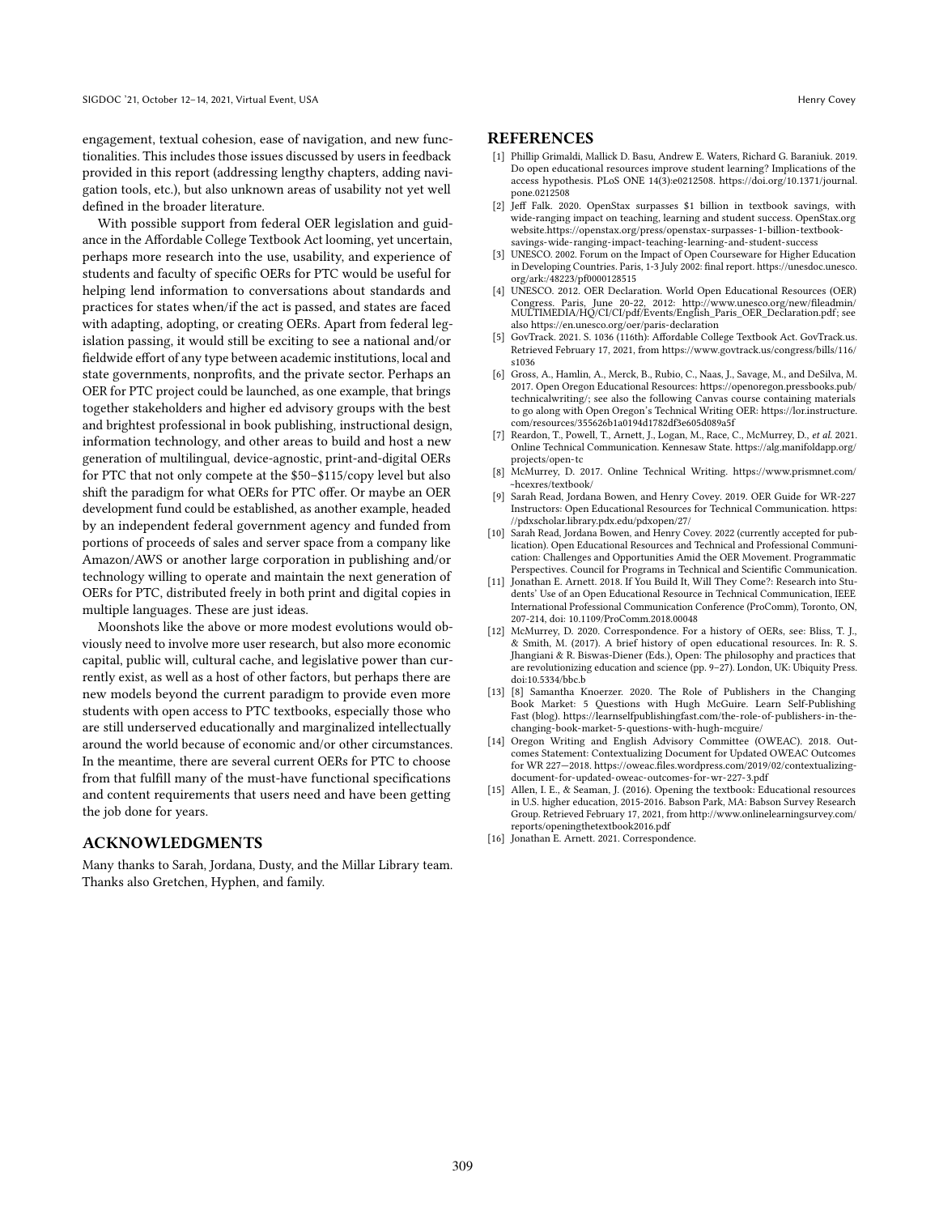engagement, textual cohesion, ease of navigation, and new functionalities. This includes those issues discussed by users in feedback provided in this report (addressing lengthy chapters, adding navigation tools, etc.), but also unknown areas of usability not yet well defined in the broader literature.

With possible support from federal OER legislation and guidance in the Affordable College Textbook Act looming, yet uncertain, perhaps more research into the use, usability, and experience of students and faculty of specific OERs for PTC would be useful for helping lend information to conversations about standards and practices for states when/if the act is passed, and states are faced with adapting, adopting, or creating OERs. Apart from federal legislation passing, it would still be exciting to see a national and/or fieldwide effort of any type between academic institutions, local and state governments, nonprofits, and the private sector. Perhaps an OER for PTC project could be launched, as one example, that brings together stakeholders and higher ed advisory groups with the best and brightest professional in book publishing, instructional design, information technology, and other areas to build and host a new generation of multilingual, device-agnostic, print-and-digital OERs for PTC that not only compete at the \$50–\$115/copy level but also shift the paradigm for what OERs for PTC offer. Or maybe an OER development fund could be established, as another example, headed by an independent federal government agency and funded from portions of proceeds of sales and server space from a company like Amazon/AWS or another large corporation in publishing and/or technology willing to operate and maintain the next generation of OERs for PTC, distributed freely in both print and digital copies in multiple languages. These are just ideas.

Moonshots like the above or more modest evolutions would obviously need to involve more user research, but also more economic capital, public will, cultural cache, and legislative power than currently exist, as well as a host of other factors, but perhaps there are new models beyond the current paradigm to provide even more students with open access to PTC textbooks, especially those who are still underserved educationally and marginalized intellectually around the world because of economic and/or other circumstances. In the meantime, there are several current OERs for PTC to choose from that fulfill many of the must-have functional specifications and content requirements that users need and have been getting the job done for years.

## ACKNOWLEDGMENTS

Many thanks to Sarah, Jordana, Dusty, and the Millar Library team. Thanks also Gretchen, Hyphen, and family.

## REFERENCES

[1] Phillip Grimaldi, Mallick D. Basu, Andrew E. Waters, Richard G. Baraniuk. 2019. Do open educational resources improve student learning? Implications of the access hypothesis. PLoS ONE 14(3):e0212508. https://doi.org/10.1371/journal.pone.0212508

[2] Jeff Falk. 2020. OpenStax surpasses \$1 billion in textbook savings, with wide-ranging impact on teaching, learning and student success. OpenStax.org website.https://openstax.org/press/openstax-surpasses-1-billion-textbook-savings-wide-ranging-impact-teaching-learning-and-student-success

[3] UNESCO. 2002. Forum on the Impact of Open Courseware for Higher Education in Developing Countries. Paris, 1-3 July 2002: final report. https://unesdoc.unesco.org/ark:/48223/pf0000128515

[4] UNESCO. 2012. OER Declaration. World Open Educational Resources (OER) Congress. Paris, June 20-22, 2012: http://www.unesco.org/new/fileadmin/MULTIMEDIA/HQ/CI/CI/pdf/Events/English_Paris_OER_Declaration.pdf; see also https://en.unesco.org/oer/paris-declaration

[5] GovTrack. 2021. S. 1036 (116th): Affordable College Textbook Act. GovTrack.us. Retrieved February 17, 2021, from https://www.govtrack.us/congress/bills/116/s1036

[6] Gross, A., Hamlin, A., Merck, B., Rubio, C., Naas, J., Savage, M., and DeSilva, M. 2017. Open Oregon Educational Resources: https://openoregon.pressbooks.pub/technicalwriting/; see also the following Canvas course containing materials to go along with Open Oregon's Technical Writing OER: https://lor.instructure.com/resources/355626b1a0194d1782df3e605d089a5f

[7] Reardon, T., Powell, T., Arnett, J., Logan, M., Race, C., McMurrey, D., *et al.* 2021. Online Technical Communication. Kennesaw State. https://alg.manifoldapp.org/projects/open-tc

[8] McMurrey, D. 2017. Online Technical Writing. https://www.prismnet.com/~hcexres/textbook/

[9] Sarah Read, Jordana Bowen, and Henry Covey. 2019. OER Guide for WR-227 Instructors: Open Educational Resources for Technical Communication. https://pdxscholar.library.pdx.edu/pdxopen/27/

[10] Sarah Read, Jordana Bowen, and Henry Covey. 2022 (currently accepted for publication). Open Educational Resources and Technical and Professional Communication: Challenges and Opportunities Amid the OER Movement. Programmatic Perspectives. Council for Programs in Technical and Scientific Communication.

[11] Jonathan E. Arnett. 2018. If You Build It, Will They Come?: Research into Students' Use of an Open Educational Resource in Technical Communication, IEEE International Professional Communication Conference (ProComm), Toronto, ON, 207-214, doi: 10.1109/ProComm.2018.00048

[12] McMurrey, D. 2020. Correspondence. For a history of OERs, see: Bliss, T. J., & Smith, M. (2017). A brief history of open educational resources. In: R. S. Jhangiani & R. Biswas-Diener (Eds.), Open: The philosophy and practices that are revolutionizing education and science (pp. 9–27). London, UK: Ubiquity Press. doi:10.5334/bbc.b

[13] [8] Samantha Knoerzer. 2020. The Role of Publishers in the Changing Book Market: 5 Questions with Hugh McGuire. Learn Self-Publishing Fast (blog). https://learnselfpublishingfast.com/the-role-of-publishers-in-the-changing-book-market-5-questions-with-hugh-mcguire/

[14] Oregon Writing and English Advisory Committee (OWEAC). 2018. Outcomes Statement: Contextualizing Document for Updated OWEAC Outcomes for WR 227—2018. https://oweac.files.wordpress.com/2019/02/contextualizing-document-for-updated-oweac-outcomes-for-wr-227-3.pdf

[15] Allen, I. E., & Seaman, J. (2016). Opening the textbook: Educational resources in U.S. higher education, 2015-2016. Babson Park, MA: Babson Survey Research Group. Retrieved February 17, 2021, from http://www.onlinelearningsurvey.com/reports/openingthetextbook2016.pdf

[16] Jonathan E. Arnett. 2021. Correspondence.